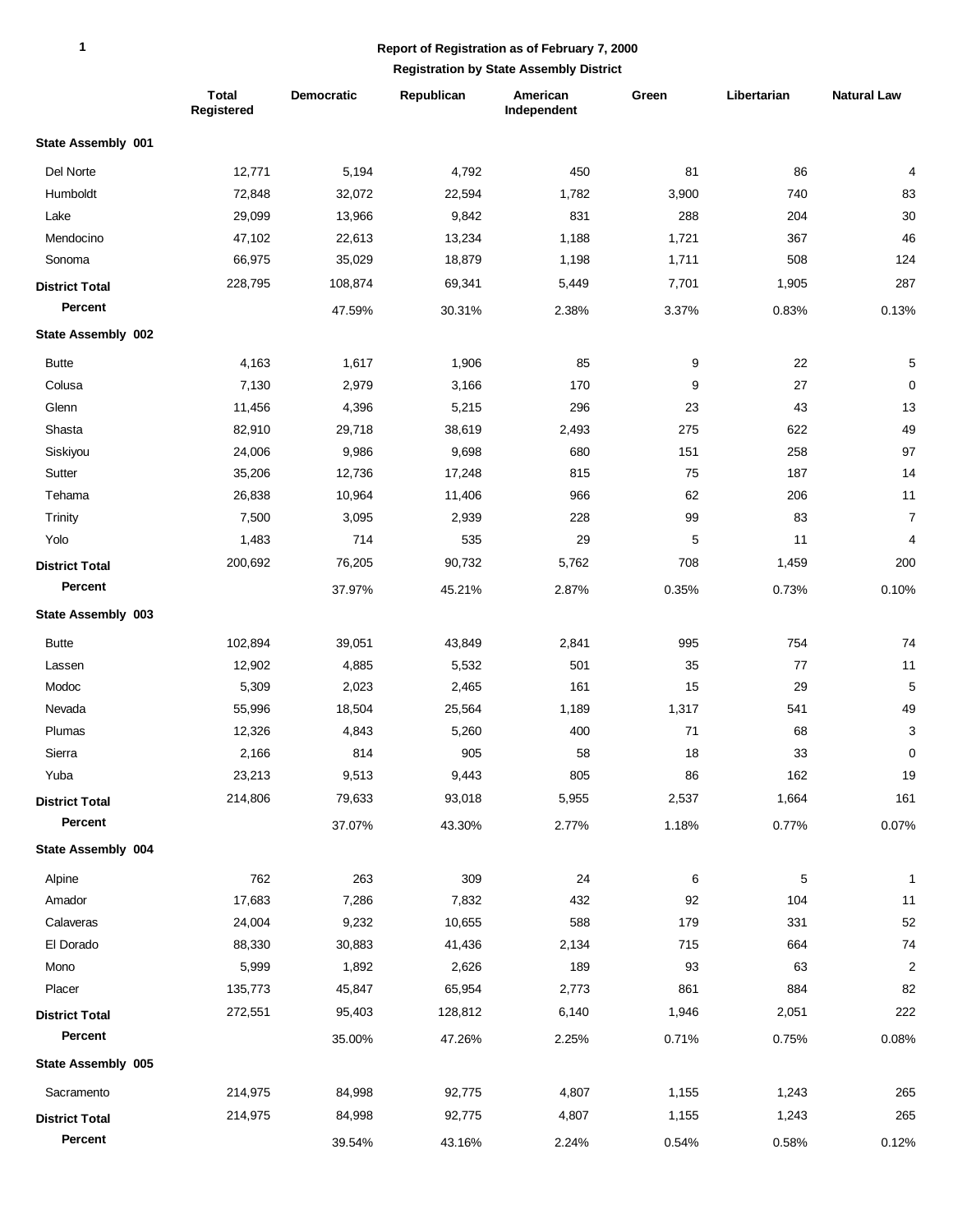**Report of Registration as of February 7, 2000**

**Registration by State Assembly District**

| | Total Registered | Democratic | Republican | American Independent | Green | Libertarian | Natural Law |
|---|---|---|---|---|---|---|---|
| **State Assembly 001** | | | | | | | |
| Del Norte | 12,771 | 5,194 | 4,792 | 450 | 81 | 86 | 4 |
| Humboldt | 72,848 | 32,072 | 22,594 | 1,782 | 3,900 | 740 | 83 |
| Lake | 29,099 | 13,966 | 9,842 | 831 | 288 | 204 | 30 |
| Mendocino | 47,102 | 22,613 | 13,234 | 1,188 | 1,721 | 367 | 46 |
| Sonoma | 66,975 | 35,029 | 18,879 | 1,198 | 1,711 | 508 | 124 |
| **District Total** | 228,795 | 108,874 | 69,341 | 5,449 | 7,701 | 1,905 | 287 |
| **Percent** | | 47.59% | 30.31% | 2.38% | 3.37% | 0.83% | 0.13% |
| **State Assembly 002** | | | | | | | |
| Butte | 4,163 | 1,617 | 1,906 | 85 | 9 | 22 | 5 |
| Colusa | 7,130 | 2,979 | 3,166 | 170 | 9 | 27 | 0 |
| Glenn | 11,456 | 4,396 | 5,215 | 296 | 23 | 43 | 13 |
| Shasta | 82,910 | 29,718 | 38,619 | 2,493 | 275 | 622 | 49 |
| Siskiyou | 24,006 | 9,986 | 9,698 | 680 | 151 | 258 | 97 |
| Sutter | 35,206 | 12,736 | 17,248 | 815 | 75 | 187 | 14 |
| Tehama | 26,838 | 10,964 | 11,406 | 966 | 62 | 206 | 11 |
| Trinity | 7,500 | 3,095 | 2,939 | 228 | 99 | 83 | 7 |
| Yolo | 1,483 | 714 | 535 | 29 | 5 | 11 | 4 |
| **District Total** | 200,692 | 76,205 | 90,732 | 5,762 | 708 | 1,459 | 200 |
| **Percent** | | 37.97% | 45.21% | 2.87% | 0.35% | 0.73% | 0.10% |
| **State Assembly 003** | | | | | | | |
| Butte | 102,894 | 39,051 | 43,849 | 2,841 | 995 | 754 | 74 |
| Lassen | 12,902 | 4,885 | 5,532 | 501 | 35 | 77 | 11 |
| Modoc | 5,309 | 2,023 | 2,465 | 161 | 15 | 29 | 5 |
| Nevada | 55,996 | 18,504 | 25,564 | 1,189 | 1,317 | 541 | 49 |
| Plumas | 12,326 | 4,843 | 5,260 | 400 | 71 | 68 | 3 |
| Sierra | 2,166 | 814 | 905 | 58 | 18 | 33 | 0 |
| Yuba | 23,213 | 9,513 | 9,443 | 805 | 86 | 162 | 19 |
| **District Total** | 214,806 | 79,633 | 93,018 | 5,955 | 2,537 | 1,664 | 161 |
| **Percent** | | 37.07% | 43.30% | 2.77% | 1.18% | 0.77% | 0.07% |
| **State Assembly 004** | | | | | | | |
| Alpine | 762 | 263 | 309 | 24 | 6 | 5 | 1 |
| Amador | 17,683 | 7,286 | 7,832 | 432 | 92 | 104 | 11 |
| Calaveras | 24,004 | 9,232 | 10,655 | 588 | 179 | 331 | 52 |
| El Dorado | 88,330 | 30,883 | 41,436 | 2,134 | 715 | 664 | 74 |
| Mono | 5,999 | 1,892 | 2,626 | 189 | 93 | 63 | 2 |
| Placer | 135,773 | 45,847 | 65,954 | 2,773 | 861 | 884 | 82 |
| **District Total** | 272,551 | 95,403 | 128,812 | 6,140 | 1,946 | 2,051 | 222 |
| **Percent** | | 35.00% | 47.26% | 2.25% | 0.71% | 0.75% | 0.08% |
| **State Assembly 005** | | | | | | | |
| Sacramento | 214,975 | 84,998 | 92,775 | 4,807 | 1,155 | 1,243 | 265 |
| **District Total** | 214,975 | 84,998 | 92,775 | 4,807 | 1,155 | 1,243 | 265 |
| **Percent** | | 39.54% | 43.16% | 2.24% | 0.54% | 0.58% | 0.12% |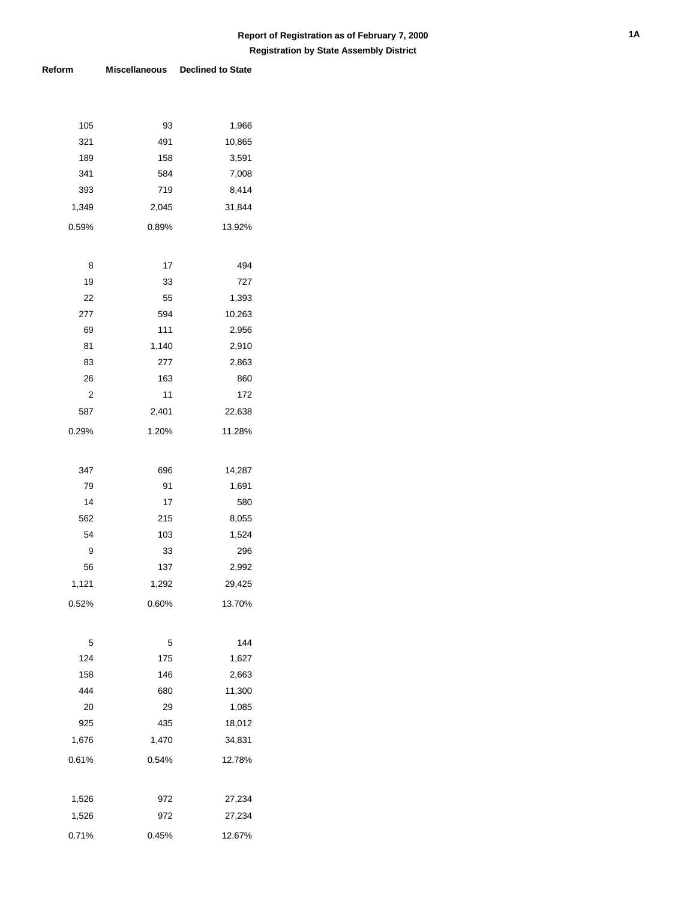**Report of Registration as of February 7, 2000**

**Registration by State Assembly District**

| Reform | Miscellaneous | Declined to State |
|---|---|---|
| 105 | 93 | 1,966 |
| 321 | 491 | 10,865 |
| 189 | 158 | 3,591 |
| 341 | 584 | 7,008 |
| 393 | 719 | 8,414 |
| 1,349 | 2,045 | 31,844 |
| 0.59% | 0.89% | 13.92% |
| | | |
| 8 | 17 | 494 |
| 19 | 33 | 727 |
| 22 | 55 | 1,393 |
| 277 | 594 | 10,263 |
| 69 | 111 | 2,956 |
| 81 | 1,140 | 2,910 |
| 83 | 277 | 2,863 |
| 26 | 163 | 860 |
| 2 | 11 | 172 |
| 587 | 2,401 | 22,638 |
| 0.29% | 1.20% | 11.28% |
| | | |
| 347 | 696 | 14,287 |
| 79 | 91 | 1,691 |
| 14 | 17 | 580 |
| 562 | 215 | 8,055 |
| 54 | 103 | 1,524 |
| 9 | 33 | 296 |
| 56 | 137 | 2,992 |
| 1,121 | 1,292 | 29,425 |
| 0.52% | 0.60% | 13.70% |
| | | |
| 5 | 5 | 144 |
| 124 | 175 | 1,627 |
| 158 | 146 | 2,663 |
| 444 | 680 | 11,300 |
| 20 | 29 | 1,085 |
| 925 | 435 | 18,012 |
| 1,676 | 1,470 | 34,831 |
| 0.61% | 0.54% | 12.78% |
| | | |
| 1,526 | 972 | 27,234 |
| 1,526 | 972 | 27,234 |
| 0.71% | 0.45% | 12.67% |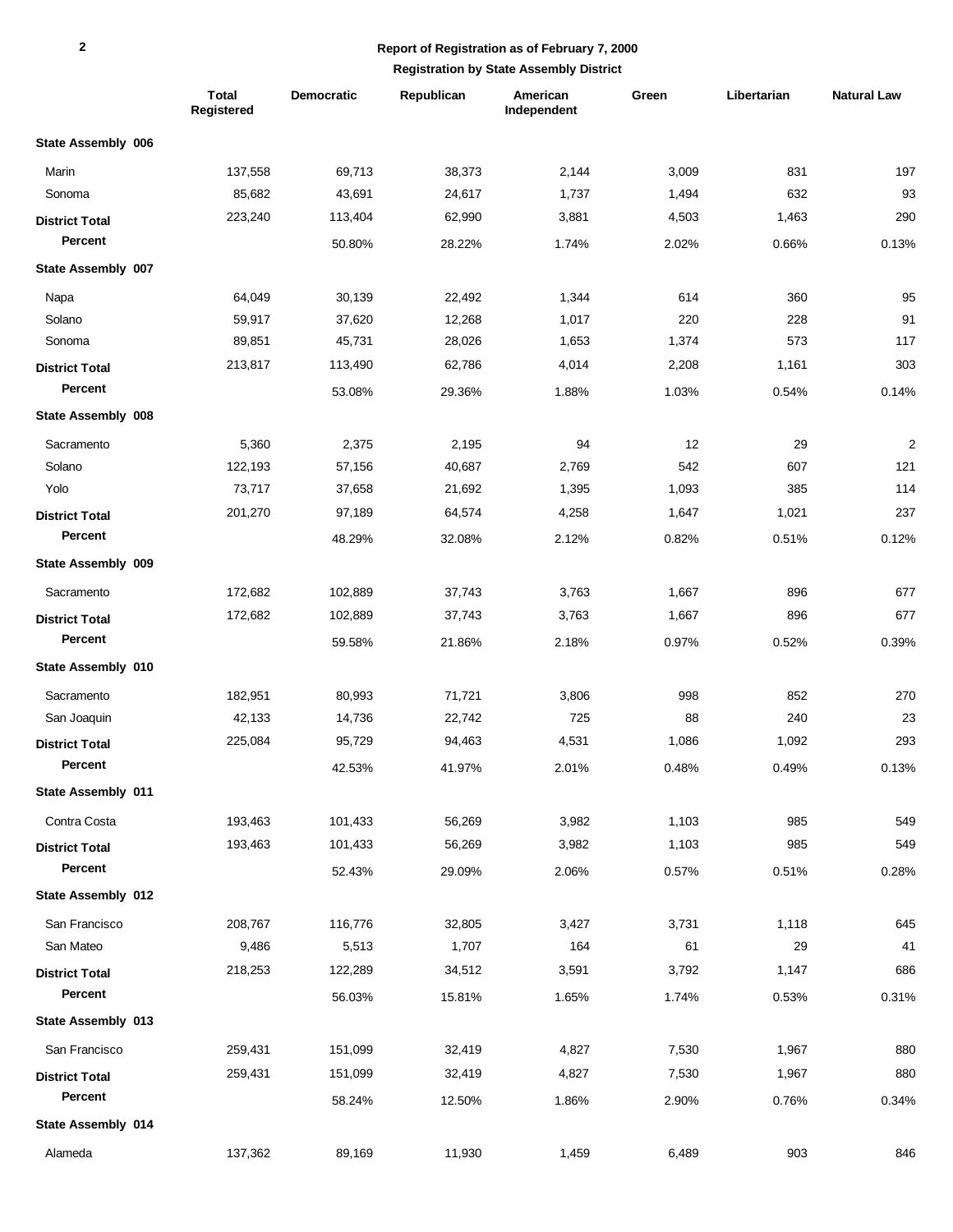**Report of Registration as of February 7, 2000**

**Registration by State Assembly District**

| | Total Registered | Democratic | Republican | American Independent | Green | Libertarian | Natural Law |
|---|---|---|---|---|---|---|---|
| **State Assembly 006** | | | | | | | |
| Marin | 137,558 | 69,713 | 38,373 | 2,144 | 3,009 | 831 | 197 |
| Sonoma | 85,682 | 43,691 | 24,617 | 1,737 | 1,494 | 632 | 93 |
| **District Total** | 223,240 | 113,404 | 62,990 | 3,881 | 4,503 | 1,463 | 290 |
| **Percent** | | 50.80% | 28.22% | 1.74% | 2.02% | 0.66% | 0.13% |
| **State Assembly 007** | | | | | | | |
| Napa | 64,049 | 30,139 | 22,492 | 1,344 | 614 | 360 | 95 |
| Solano | 59,917 | 37,620 | 12,268 | 1,017 | 220 | 228 | 91 |
| Sonoma | 89,851 | 45,731 | 28,026 | 1,653 | 1,374 | 573 | 117 |
| **District Total** | 213,817 | 113,490 | 62,786 | 4,014 | 2,208 | 1,161 | 303 |
| **Percent** | | 53.08% | 29.36% | 1.88% | 1.03% | 0.54% | 0.14% |
| **State Assembly 008** | | | | | | | |
| Sacramento | 5,360 | 2,375 | 2,195 | 94 | 12 | 29 | 2 |
| Solano | 122,193 | 57,156 | 40,687 | 2,769 | 542 | 607 | 121 |
| Yolo | 73,717 | 37,658 | 21,692 | 1,395 | 1,093 | 385 | 114 |
| **District Total** | 201,270 | 97,189 | 64,574 | 4,258 | 1,647 | 1,021 | 237 |
| **Percent** | | 48.29% | 32.08% | 2.12% | 0.82% | 0.51% | 0.12% |
| **State Assembly 009** | | | | | | | |
| Sacramento | 172,682 | 102,889 | 37,743 | 3,763 | 1,667 | 896 | 677 |
| **District Total** | 172,682 | 102,889 | 37,743 | 3,763 | 1,667 | 896 | 677 |
| **Percent** | | 59.58% | 21.86% | 2.18% | 0.97% | 0.52% | 0.39% |
| **State Assembly 010** | | | | | | | |
| Sacramento | 182,951 | 80,993 | 71,721 | 3,806 | 998 | 852 | 270 |
| San Joaquin | 42,133 | 14,736 | 22,742 | 725 | 88 | 240 | 23 |
| **District Total** | 225,084 | 95,729 | 94,463 | 4,531 | 1,086 | 1,092 | 293 |
| **Percent** | | 42.53% | 41.97% | 2.01% | 0.48% | 0.49% | 0.13% |
| **State Assembly 011** | | | | | | | |
| Contra Costa | 193,463 | 101,433 | 56,269 | 3,982 | 1,103 | 985 | 549 |
| **District Total** | 193,463 | 101,433 | 56,269 | 3,982 | 1,103 | 985 | 549 |
| **Percent** | | 52.43% | 29.09% | 2.06% | 0.57% | 0.51% | 0.28% |
| **State Assembly 012** | | | | | | | |
| San Francisco | 208,767 | 116,776 | 32,805 | 3,427 | 3,731 | 1,118 | 645 |
| San Mateo | 9,486 | 5,513 | 1,707 | 164 | 61 | 29 | 41 |
| **District Total** | 218,253 | 122,289 | 34,512 | 3,591 | 3,792 | 1,147 | 686 |
| **Percent** | | 56.03% | 15.81% | 1.65% | 1.74% | 0.53% | 0.31% |
| **State Assembly 013** | | | | | | | |
| San Francisco | 259,431 | 151,099 | 32,419 | 4,827 | 7,530 | 1,967 | 880 |
| **District Total** | 259,431 | 151,099 | 32,419 | 4,827 | 7,530 | 1,967 | 880 |
| **Percent** | | 58.24% | 12.50% | 1.86% | 2.90% | 0.76% | 0.34% |
| **State Assembly 014** | | | | | | | |
| Alameda | 137,362 | 89,169 | 11,930 | 1,459 | 6,489 | 903 | 846 |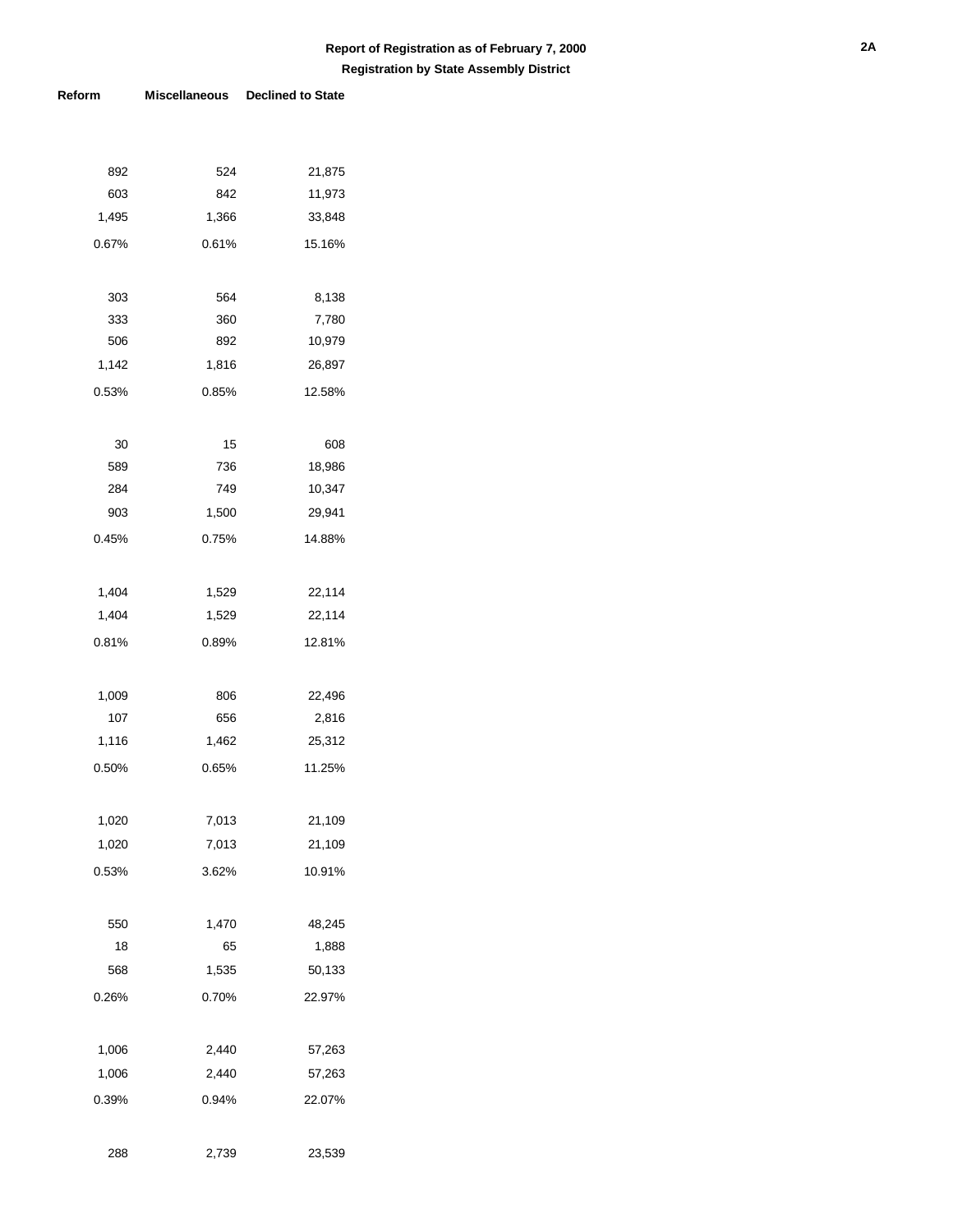Report of Registration as of February 7, 2000

Registration by State Assembly District

| Reform | Miscellaneous | Declined to State |
|---|---|---|
| 892 | 524 | 21,875 |
| 603 | 842 | 11,973 |
| 1,495 | 1,366 | 33,848 |
| 0.67% | 0.61% | 15.16% |
| | | |
| 303 | 564 | 8,138 |
| 333 | 360 | 7,780 |
| 506 | 892 | 10,979 |
| 1,142 | 1,816 | 26,897 |
| 0.53% | 0.85% | 12.58% |
| | | |
| 30 | 15 | 608 |
| 589 | 736 | 18,986 |
| 284 | 749 | 10,347 |
| 903 | 1,500 | 29,941 |
| 0.45% | 0.75% | 14.88% |
| | | |
| 1,404 | 1,529 | 22,114 |
| 1,404 | 1,529 | 22,114 |
| 0.81% | 0.89% | 12.81% |
| | | |
| 1,009 | 806 | 22,496 |
| 107 | 656 | 2,816 |
| 1,116 | 1,462 | 25,312 |
| 0.50% | 0.65% | 11.25% |
| | | |
| 1,020 | 7,013 | 21,109 |
| 1,020 | 7,013 | 21,109 |
| 0.53% | 3.62% | 10.91% |
| | | |
| 550 | 1,470 | 48,245 |
| 18 | 65 | 1,888 |
| 568 | 1,535 | 50,133 |
| 0.26% | 0.70% | 22.97% |
| | | |
| 1,006 | 2,440 | 57,263 |
| 1,006 | 2,440 | 57,263 |
| 0.39% | 0.94% | 22.07% |
| | | |
| 288 | 2,739 | 23,539 |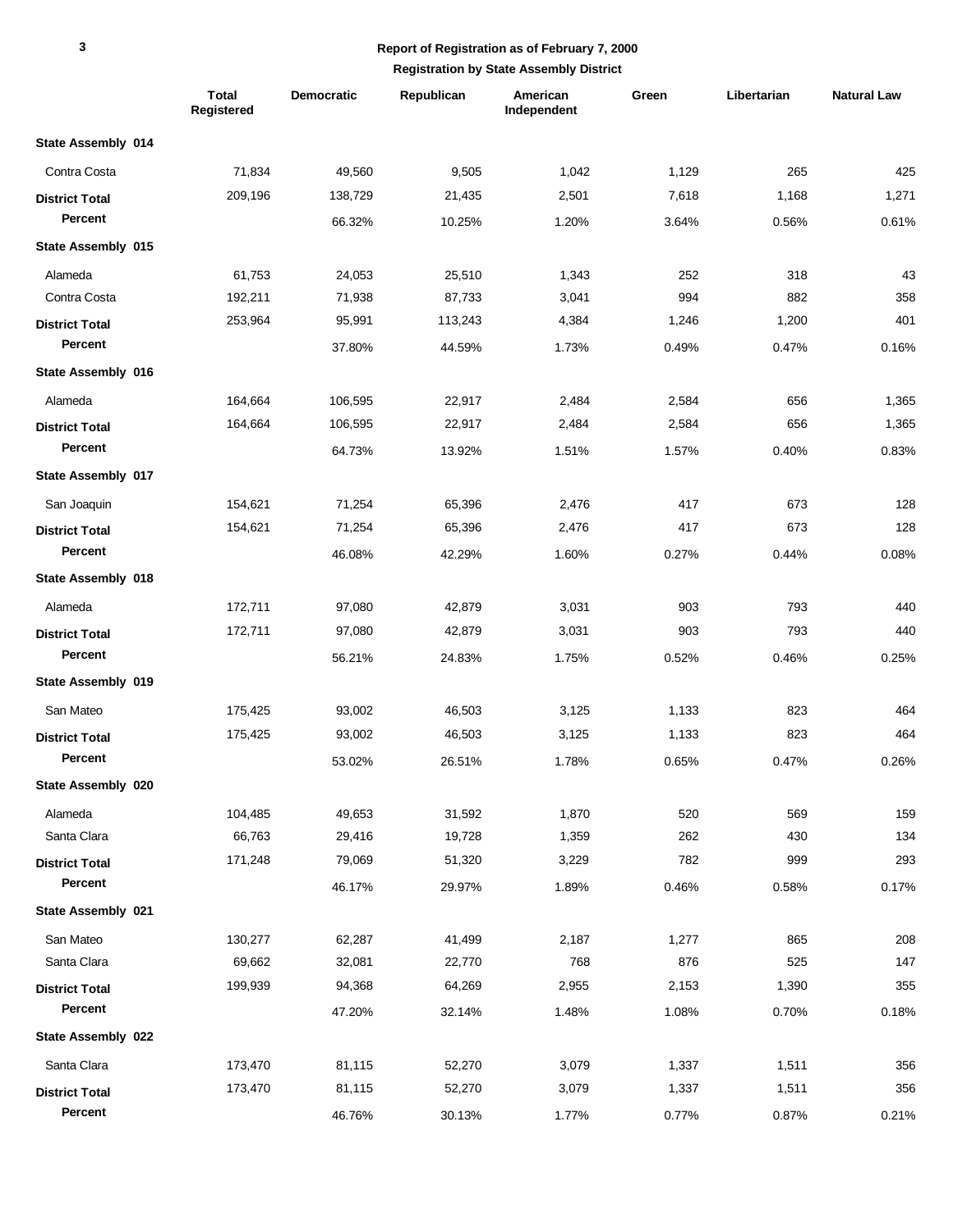## Report of Registration as of February 7, 2000

### Registration by State Assembly District

| | Total Registered | Democratic | Republican | American Independent | Green | Libertarian | Natural Law |
|---|---|---|---|---|---|---|---|
| **State Assembly 014** | | | | | | | |
| Contra Costa | 71,834 | 49,560 | 9,505 | 1,042 | 1,129 | 265 | 425 |
| **District Total** | 209,196 | 138,729 | 21,435 | 2,501 | 7,618 | 1,168 | 1,271 |
| **Percent** | | 66.32% | 10.25% | 1.20% | 3.64% | 0.56% | 0.61% |
| **State Assembly 015** | | | | | | | |
| Alameda | 61,753 | 24,053 | 25,510 | 1,343 | 252 | 318 | 43 |
| Contra Costa | 192,211 | 71,938 | 87,733 | 3,041 | 994 | 882 | 358 |
| **District Total** | 253,964 | 95,991 | 113,243 | 4,384 | 1,246 | 1,200 | 401 |
| **Percent** | | 37.80% | 44.59% | 1.73% | 0.49% | 0.47% | 0.16% |
| **State Assembly 016** | | | | | | | |
| Alameda | 164,664 | 106,595 | 22,917 | 2,484 | 2,584 | 656 | 1,365 |
| **District Total** | 164,664 | 106,595 | 22,917 | 2,484 | 2,584 | 656 | 1,365 |
| **Percent** | | 64.73% | 13.92% | 1.51% | 1.57% | 0.40% | 0.83% |
| **State Assembly 017** | | | | | | | |
| San Joaquin | 154,621 | 71,254 | 65,396 | 2,476 | 417 | 673 | 128 |
| **District Total** | 154,621 | 71,254 | 65,396 | 2,476 | 417 | 673 | 128 |
| **Percent** | | 46.08% | 42.29% | 1.60% | 0.27% | 0.44% | 0.08% |
| **State Assembly 018** | | | | | | | |
| Alameda | 172,711 | 97,080 | 42,879 | 3,031 | 903 | 793 | 440 |
| **District Total** | 172,711 | 97,080 | 42,879 | 3,031 | 903 | 793 | 440 |
| **Percent** | | 56.21% | 24.83% | 1.75% | 0.52% | 0.46% | 0.25% |
| **State Assembly 019** | | | | | | | |
| San Mateo | 175,425 | 93,002 | 46,503 | 3,125 | 1,133 | 823 | 464 |
| **District Total** | 175,425 | 93,002 | 46,503 | 3,125 | 1,133 | 823 | 464 |
| **Percent** | | 53.02% | 26.51% | 1.78% | 0.65% | 0.47% | 0.26% |
| **State Assembly 020** | | | | | | | |
| Alameda | 104,485 | 49,653 | 31,592 | 1,870 | 520 | 569 | 159 |
| Santa Clara | 66,763 | 29,416 | 19,728 | 1,359 | 262 | 430 | 134 |
| **District Total** | 171,248 | 79,069 | 51,320 | 3,229 | 782 | 999 | 293 |
| **Percent** | | 46.17% | 29.97% | 1.89% | 0.46% | 0.58% | 0.17% |
| **State Assembly 021** | | | | | | | |
| San Mateo | 130,277 | 62,287 | 41,499 | 2,187 | 1,277 | 865 | 208 |
| Santa Clara | 69,662 | 32,081 | 22,770 | 768 | 876 | 525 | 147 |
| **District Total** | 199,939 | 94,368 | 64,269 | 2,955 | 2,153 | 1,390 | 355 |
| **Percent** | | 47.20% | 32.14% | 1.48% | 1.08% | 0.70% | 0.18% |
| **State Assembly 022** | | | | | | | |
| Santa Clara | 173,470 | 81,115 | 52,270 | 3,079 | 1,337 | 1,511 | 356 |
| **District Total** | 173,470 | 81,115 | 52,270 | 3,079 | 1,337 | 1,511 | 356 |
| **Percent** | | 46.76% | 30.13% | 1.77% | 0.77% | 0.87% | 0.21% |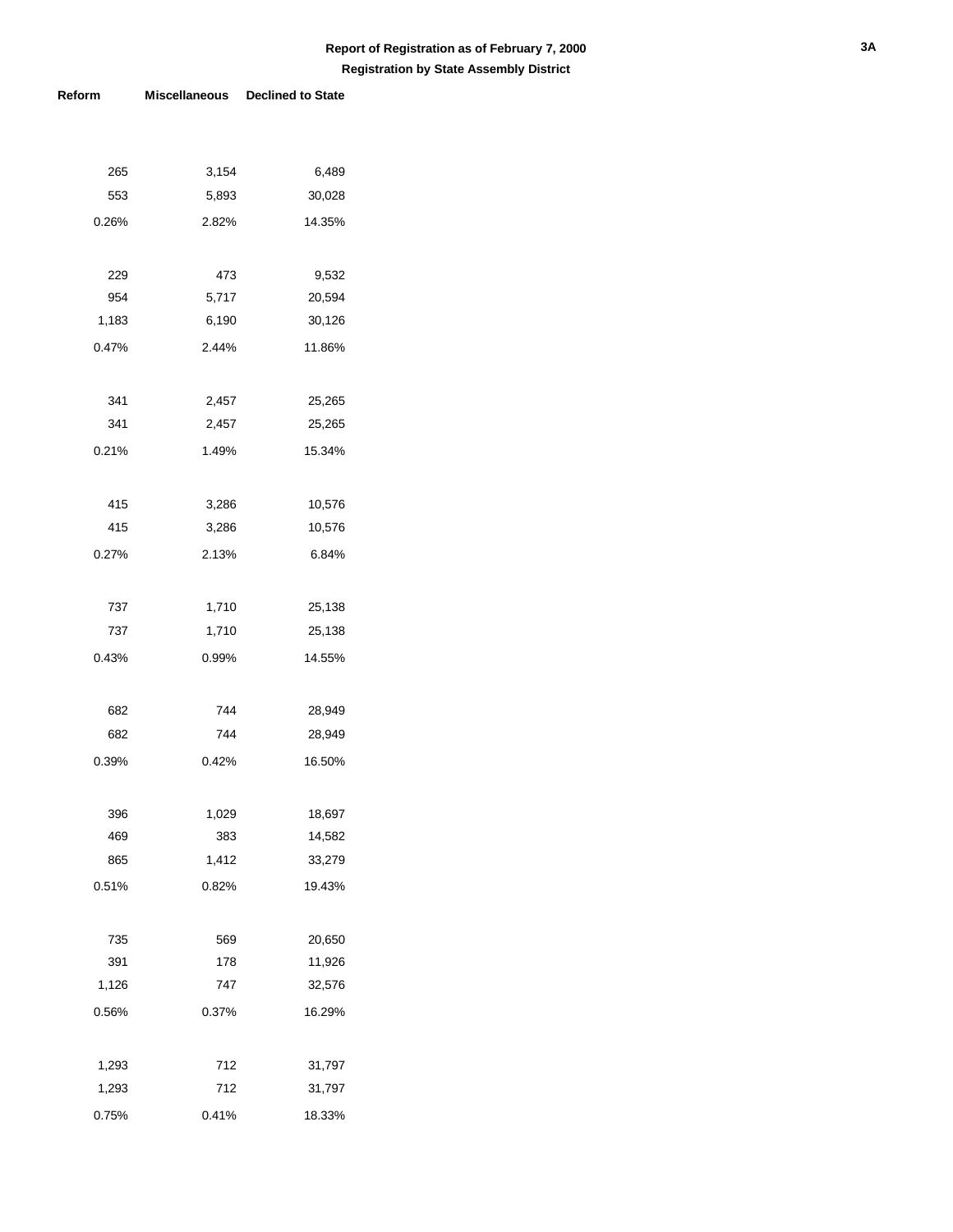## Report of Registration as of February 7, 2000

### Registration by State Assembly District

| Reform | Miscellaneous | Declined to State |
|---|---|---|
| 265 | 3,154 | 6,489 |
| 553 | 5,893 | 30,028 |
| 0.26% | 2.82% | 14.35% |
| | | |
| 229 | 473 | 9,532 |
| 954 | 5,717 | 20,594 |
| 1,183 | 6,190 | 30,126 |
| 0.47% | 2.44% | 11.86% |
| | | |
| 341 | 2,457 | 25,265 |
| 341 | 2,457 | 25,265 |
| 0.21% | 1.49% | 15.34% |
| | | |
| 415 | 3,286 | 10,576 |
| 415 | 3,286 | 10,576 |
| 0.27% | 2.13% | 6.84% |
| | | |
| 737 | 1,710 | 25,138 |
| 737 | 1,710 | 25,138 |
| 0.43% | 0.99% | 14.55% |
| | | |
| 682 | 744 | 28,949 |
| 682 | 744 | 28,949 |
| 0.39% | 0.42% | 16.50% |
| | | |
| 396 | 1,029 | 18,697 |
| 469 | 383 | 14,582 |
| 865 | 1,412 | 33,279 |
| 0.51% | 0.82% | 19.43% |
| | | |
| 735 | 569 | 20,650 |
| 391 | 178 | 11,926 |
| 1,126 | 747 | 32,576 |
| 0.56% | 0.37% | 16.29% |
| | | |
| 1,293 | 712 | 31,797 |
| 1,293 | 712 | 31,797 |
| 0.75% | 0.41% | 18.33% |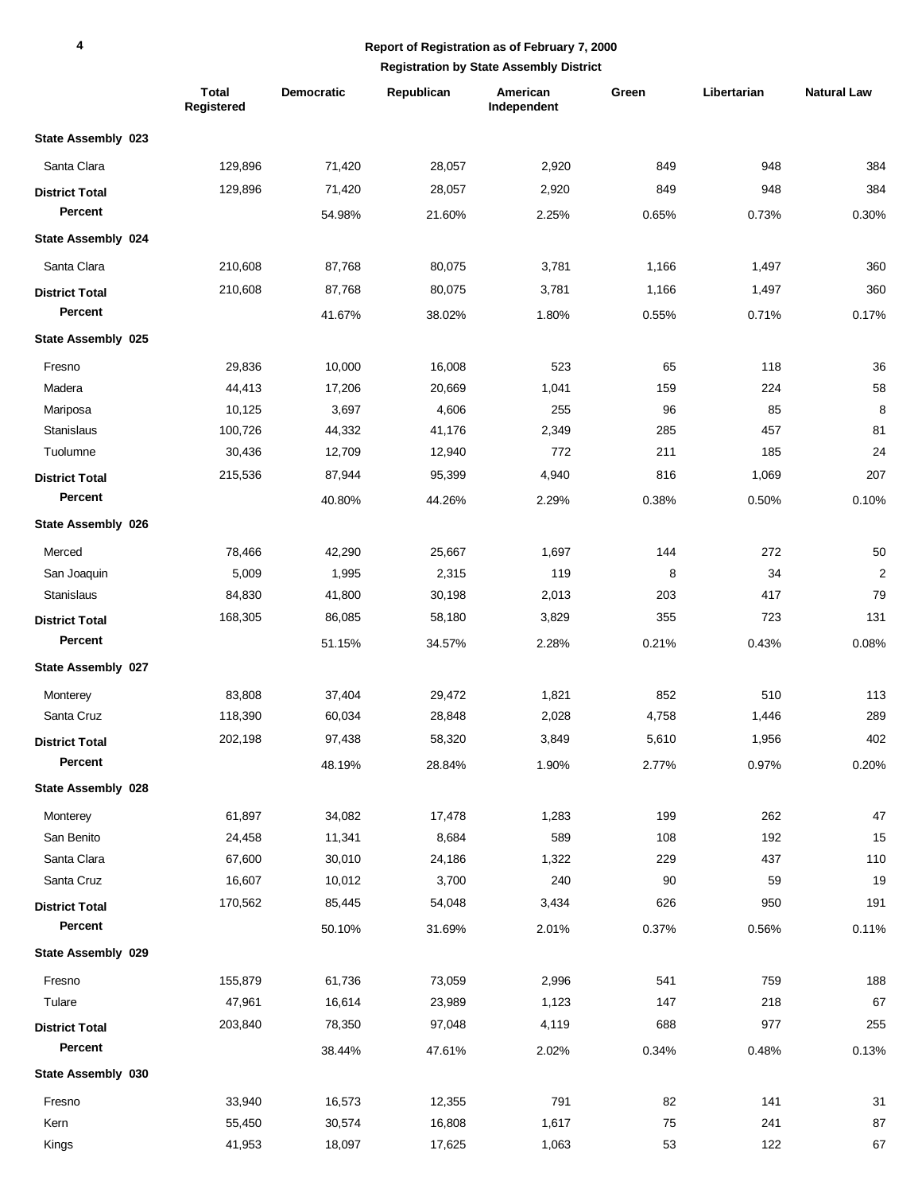## Report of Registration as of February 7, 2000

### Registration by State Assembly District

| | Total Registered | Democratic | Republican | American Independent | Green | Libertarian | Natural Law |
|---|---|---|---|---|---|---|---|
| **State Assembly 023** | | | | | | | |
| Santa Clara | 129,896 | 71,420 | 28,057 | 2,920 | 849 | 948 | 384 |
| **District Total** | 129,896 | 71,420 | 28,057 | 2,920 | 849 | 948 | 384 |
| **Percent** | | 54.98% | 21.60% | 2.25% | 0.65% | 0.73% | 0.30% |
| **State Assembly 024** | | | | | | | |
| Santa Clara | 210,608 | 87,768 | 80,075 | 3,781 | 1,166 | 1,497 | 360 |
| **District Total** | 210,608 | 87,768 | 80,075 | 3,781 | 1,166 | 1,497 | 360 |
| **Percent** | | 41.67% | 38.02% | 1.80% | 0.55% | 0.71% | 0.17% |
| **State Assembly 025** | | | | | | | |
| Fresno | 29,836 | 10,000 | 16,008 | 523 | 65 | 118 | 36 |
| Madera | 44,413 | 17,206 | 20,669 | 1,041 | 159 | 224 | 58 |
| Mariposa | 10,125 | 3,697 | 4,606 | 255 | 96 | 85 | 8 |
| Stanislaus | 100,726 | 44,332 | 41,176 | 2,349 | 285 | 457 | 81 |
| Tuolumne | 30,436 | 12,709 | 12,940 | 772 | 211 | 185 | 24 |
| **District Total** | 215,536 | 87,944 | 95,399 | 4,940 | 816 | 1,069 | 207 |
| **Percent** | | 40.80% | 44.26% | 2.29% | 0.38% | 0.50% | 0.10% |
| **State Assembly 026** | | | | | | | |
| Merced | 78,466 | 42,290 | 25,667 | 1,697 | 144 | 272 | 50 |
| San Joaquin | 5,009 | 1,995 | 2,315 | 119 | 8 | 34 | 2 |
| Stanislaus | 84,830 | 41,800 | 30,198 | 2,013 | 203 | 417 | 79 |
| **District Total** | 168,305 | 86,085 | 58,180 | 3,829 | 355 | 723 | 131 |
| **Percent** | | 51.15% | 34.57% | 2.28% | 0.21% | 0.43% | 0.08% |
| **State Assembly 027** | | | | | | | |
| Monterey | 83,808 | 37,404 | 29,472 | 1,821 | 852 | 510 | 113 |
| Santa Cruz | 118,390 | 60,034 | 28,848 | 2,028 | 4,758 | 1,446 | 289 |
| **District Total** | 202,198 | 97,438 | 58,320 | 3,849 | 5,610 | 1,956 | 402 |
| **Percent** | | 48.19% | 28.84% | 1.90% | 2.77% | 0.97% | 0.20% |
| **State Assembly 028** | | | | | | | |
| Monterey | 61,897 | 34,082 | 17,478 | 1,283 | 199 | 262 | 47 |
| San Benito | 24,458 | 11,341 | 8,684 | 589 | 108 | 192 | 15 |
| Santa Clara | 67,600 | 30,010 | 24,186 | 1,322 | 229 | 437 | 110 |
| Santa Cruz | 16,607 | 10,012 | 3,700 | 240 | 90 | 59 | 19 |
| **District Total** | 170,562 | 85,445 | 54,048 | 3,434 | 626 | 950 | 191 |
| **Percent** | | 50.10% | 31.69% | 2.01% | 0.37% | 0.56% | 0.11% |
| **State Assembly 029** | | | | | | | |
| Fresno | 155,879 | 61,736 | 73,059 | 2,996 | 541 | 759 | 188 |
| Tulare | 47,961 | 16,614 | 23,989 | 1,123 | 147 | 218 | 67 |
| **District Total** | 203,840 | 78,350 | 97,048 | 4,119 | 688 | 977 | 255 |
| **Percent** | | 38.44% | 47.61% | 2.02% | 0.34% | 0.48% | 0.13% |
| **State Assembly 030** | | | | | | | |
| Fresno | 33,940 | 16,573 | 12,355 | 791 | 82 | 141 | 31 |
| Kern | 55,450 | 30,574 | 16,808 | 1,617 | 75 | 241 | 87 |
| Kings | 41,953 | 18,097 | 17,625 | 1,063 | 53 | 122 | 67 |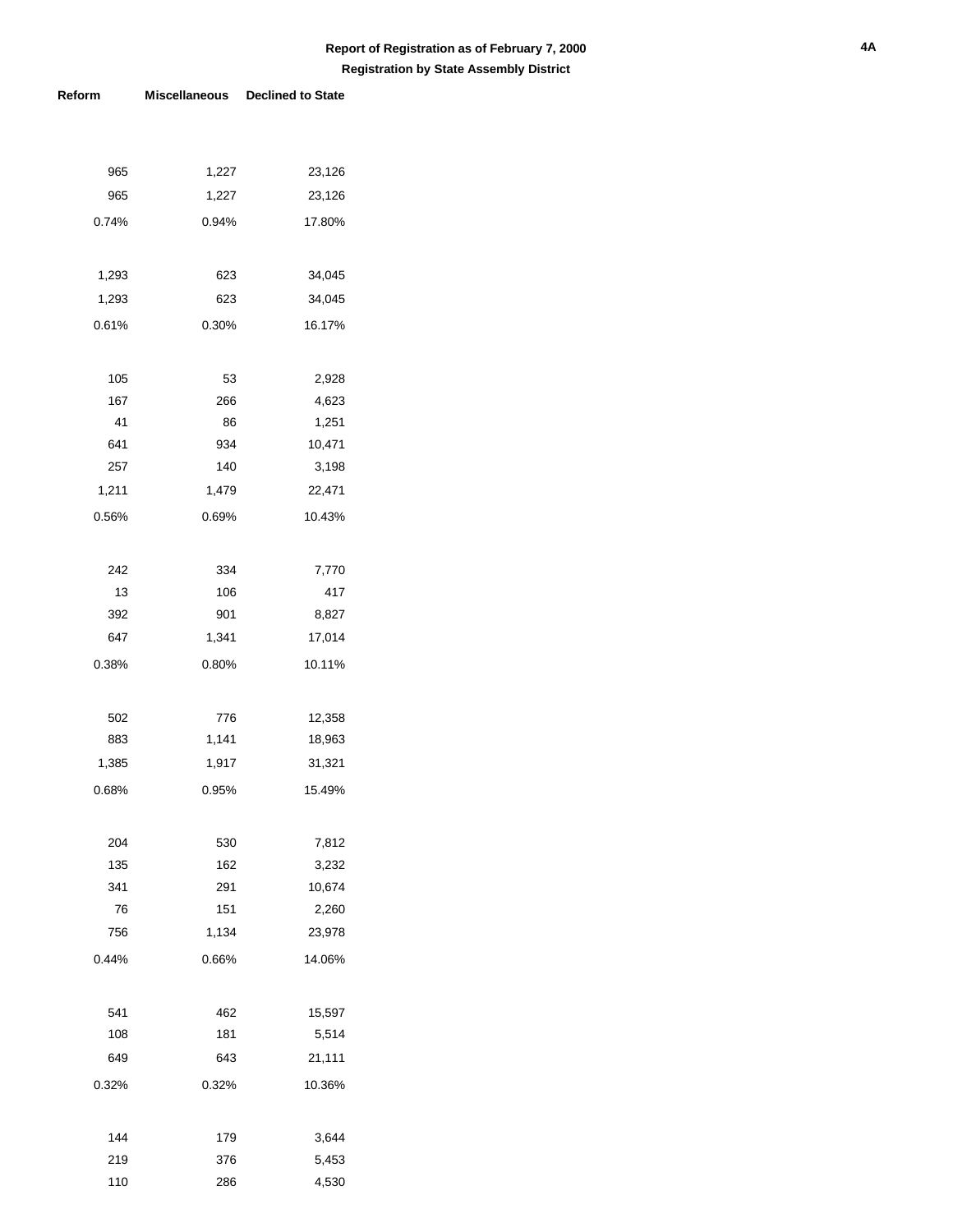**Report of Registration as of February 7, 2000**

**Registration by State Assembly District**

| Reform | Miscellaneous | Declined to State |
|---|---|---|
| 965 | 1,227 | 23,126 |
| 965 | 1,227 | 23,126 |
| 0.74% | 0.94% | 17.80% |
| | | |
| 1,293 | 623 | 34,045 |
| 1,293 | 623 | 34,045 |
| 0.61% | 0.30% | 16.17% |
| | | |
| 105 | 53 | 2,928 |
| 167 | 266 | 4,623 |
| 41 | 86 | 1,251 |
| 641 | 934 | 10,471 |
| 257 | 140 | 3,198 |
| 1,211 | 1,479 | 22,471 |
| 0.56% | 0.69% | 10.43% |
| | | |
| 242 | 334 | 7,770 |
| 13 | 106 | 417 |
| 392 | 901 | 8,827 |
| 647 | 1,341 | 17,014 |
| 0.38% | 0.80% | 10.11% |
| | | |
| 502 | 776 | 12,358 |
| 883 | 1,141 | 18,963 |
| 1,385 | 1,917 | 31,321 |
| 0.68% | 0.95% | 15.49% |
| | | |
| 204 | 530 | 7,812 |
| 135 | 162 | 3,232 |
| 341 | 291 | 10,674 |
| 76 | 151 | 2,260 |
| 756 | 1,134 | 23,978 |
| 0.44% | 0.66% | 14.06% |
| | | |
| 541 | 462 | 15,597 |
| 108 | 181 | 5,514 |
| 649 | 643 | 21,111 |
| 0.32% | 0.32% | 10.36% |
| | | |
| 144 | 179 | 3,644 |
| 219 | 376 | 5,453 |
| 110 | 286 | 4,530 |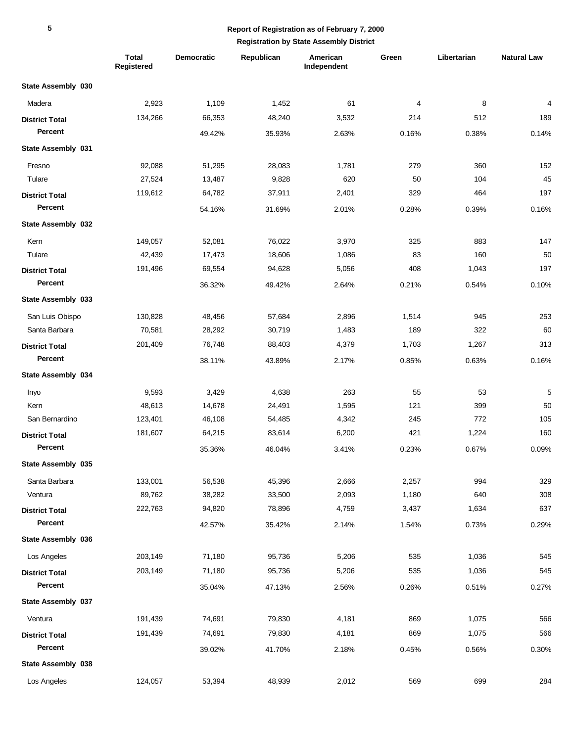**Report of Registration as of February 7, 2000**

**Registration by State Assembly District**

| | Total Registered | Democratic | Republican | American Independent | Green | Libertarian | Natural Law |
|---|---|---|---|---|---|---|---|
| **State Assembly 030** | | | | | | | |
| Madera | 2,923 | 1,109 | 1,452 | 61 | 4 | 8 | 4 |
| **District Total** | 134,266 | 66,353 | 48,240 | 3,532 | 214 | 512 | 189 |
| **Percent** | | 49.42% | 35.93% | 2.63% | 0.16% | 0.38% | 0.14% |
| **State Assembly 031** | | | | | | | |
| Fresno | 92,088 | 51,295 | 28,083 | 1,781 | 279 | 360 | 152 |
| Tulare | 27,524 | 13,487 | 9,828 | 620 | 50 | 104 | 45 |
| **District Total** | 119,612 | 64,782 | 37,911 | 2,401 | 329 | 464 | 197 |
| **Percent** | | 54.16% | 31.69% | 2.01% | 0.28% | 0.39% | 0.16% |
| **State Assembly 032** | | | | | | | |
| Kern | 149,057 | 52,081 | 76,022 | 3,970 | 325 | 883 | 147 |
| Tulare | 42,439 | 17,473 | 18,606 | 1,086 | 83 | 160 | 50 |
| **District Total** | 191,496 | 69,554 | 94,628 | 5,056 | 408 | 1,043 | 197 |
| **Percent** | | 36.32% | 49.42% | 2.64% | 0.21% | 0.54% | 0.10% |
| **State Assembly 033** | | | | | | | |
| San Luis Obispo | 130,828 | 48,456 | 57,684 | 2,896 | 1,514 | 945 | 253 |
| Santa Barbara | 70,581 | 28,292 | 30,719 | 1,483 | 189 | 322 | 60 |
| **District Total** | 201,409 | 76,748 | 88,403 | 4,379 | 1,703 | 1,267 | 313 |
| **Percent** | | 38.11% | 43.89% | 2.17% | 0.85% | 0.63% | 0.16% |
| **State Assembly 034** | | | | | | | |
| Inyo | 9,593 | 3,429 | 4,638 | 263 | 55 | 53 | 5 |
| Kern | 48,613 | 14,678 | 24,491 | 1,595 | 121 | 399 | 50 |
| San Bernardino | 123,401 | 46,108 | 54,485 | 4,342 | 245 | 772 | 105 |
| **District Total** | 181,607 | 64,215 | 83,614 | 6,200 | 421 | 1,224 | 160 |
| **Percent** | | 35.36% | 46.04% | 3.41% | 0.23% | 0.67% | 0.09% |
| **State Assembly 035** | | | | | | | |
| Santa Barbara | 133,001 | 56,538 | 45,396 | 2,666 | 2,257 | 994 | 329 |
| Ventura | 89,762 | 38,282 | 33,500 | 2,093 | 1,180 | 640 | 308 |
| **District Total** | 222,763 | 94,820 | 78,896 | 4,759 | 3,437 | 1,634 | 637 |
| **Percent** | | 42.57% | 35.42% | 2.14% | 1.54% | 0.73% | 0.29% |
| **State Assembly 036** | | | | | | | |
| Los Angeles | 203,149 | 71,180 | 95,736 | 5,206 | 535 | 1,036 | 545 |
| **District Total** | 203,149 | 71,180 | 95,736 | 5,206 | 535 | 1,036 | 545 |
| **Percent** | | 35.04% | 47.13% | 2.56% | 0.26% | 0.51% | 0.27% |
| **State Assembly 037** | | | | | | | |
| Ventura | 191,439 | 74,691 | 79,830 | 4,181 | 869 | 1,075 | 566 |
| **District Total** | 191,439 | 74,691 | 79,830 | 4,181 | 869 | 1,075 | 566 |
| **Percent** | | 39.02% | 41.70% | 2.18% | 0.45% | 0.56% | 0.30% |
| **State Assembly 038** | | | | | | | |
| Los Angeles | 124,057 | 53,394 | 48,939 | 2,012 | 569 | 699 | 284 |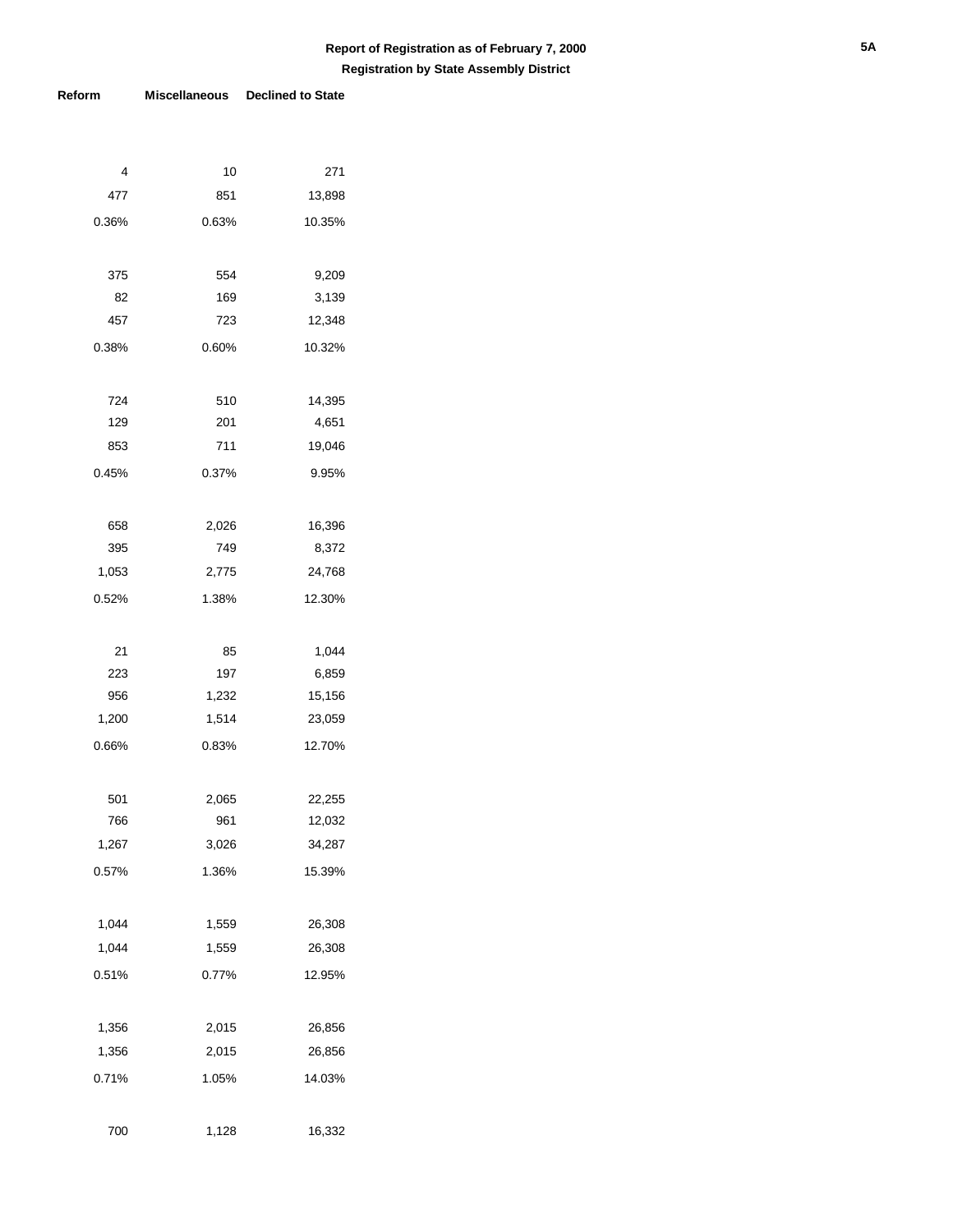**Report of Registration as of February 7, 2000**

**Registration by State Assembly District**

| Reform | Miscellaneous | Declined to State |
|---|---|---|
| 4 | 10 | 271 |
| 477 | 851 | 13,898 |
| 0.36% | 0.63% | 10.35% |
| | | |
| 375 | 554 | 9,209 |
| 82 | 169 | 3,139 |
| 457 | 723 | 12,348 |
| 0.38% | 0.60% | 10.32% |
| | | |
| 724 | 510 | 14,395 |
| 129 | 201 | 4,651 |
| 853 | 711 | 19,046 |
| 0.45% | 0.37% | 9.95% |
| | | |
| 658 | 2,026 | 16,396 |
| 395 | 749 | 8,372 |
| 1,053 | 2,775 | 24,768 |
| 0.52% | 1.38% | 12.30% |
| | | |
| 21 | 85 | 1,044 |
| 223 | 197 | 6,859 |
| 956 | 1,232 | 15,156 |
| 1,200 | 1,514 | 23,059 |
| 0.66% | 0.83% | 12.70% |
| | | |
| 501 | 2,065 | 22,255 |
| 766 | 961 | 12,032 |
| 1,267 | 3,026 | 34,287 |
| 0.57% | 1.36% | 15.39% |
| | | |
| 1,044 | 1,559 | 26,308 |
| 1,044 | 1,559 | 26,308 |
| 0.51% | 0.77% | 12.95% |
| | | |
| 1,356 | 2,015 | 26,856 |
| 1,356 | 2,015 | 26,856 |
| 0.71% | 1.05% | 14.03% |
| | | |
| 700 | 1,128 | 16,332 |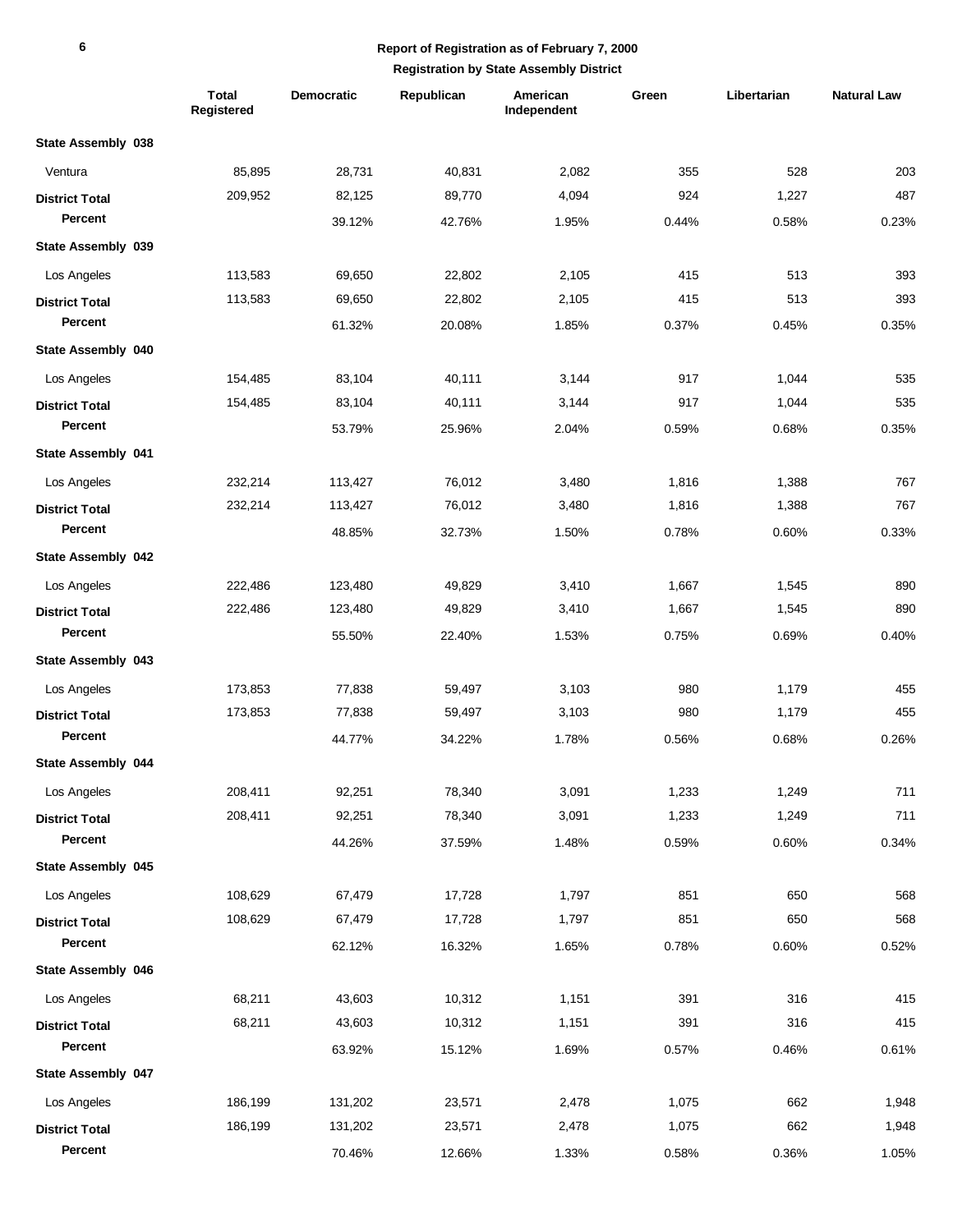## Report of Registration as of February 7, 2000

### Registration by State Assembly District

| | Total Registered | Democratic | Republican | American Independent | Green | Libertarian | Natural Law |
|---|---|---|---|---|---|---|---|
| **State Assembly 038** | | | | | | | |
| Ventura | 85,895 | 28,731 | 40,831 | 2,082 | 355 | 528 | 203 |
| **District Total** | 209,952 | 82,125 | 89,770 | 4,094 | 924 | 1,227 | 487 |
| **Percent** | | 39.12% | 42.76% | 1.95% | 0.44% | 0.58% | 0.23% |
| **State Assembly 039** | | | | | | | |
| Los Angeles | 113,583 | 69,650 | 22,802 | 2,105 | 415 | 513 | 393 |
| **District Total** | 113,583 | 69,650 | 22,802 | 2,105 | 415 | 513 | 393 |
| **Percent** | | 61.32% | 20.08% | 1.85% | 0.37% | 0.45% | 0.35% |
| **State Assembly 040** | | | | | | | |
| Los Angeles | 154,485 | 83,104 | 40,111 | 3,144 | 917 | 1,044 | 535 |
| **District Total** | 154,485 | 83,104 | 40,111 | 3,144 | 917 | 1,044 | 535 |
| **Percent** | | 53.79% | 25.96% | 2.04% | 0.59% | 0.68% | 0.35% |
| **State Assembly 041** | | | | | | | |
| Los Angeles | 232,214 | 113,427 | 76,012 | 3,480 | 1,816 | 1,388 | 767 |
| **District Total** | 232,214 | 113,427 | 76,012 | 3,480 | 1,816 | 1,388 | 767 |
| **Percent** | | 48.85% | 32.73% | 1.50% | 0.78% | 0.60% | 0.33% |
| **State Assembly 042** | | | | | | | |
| Los Angeles | 222,486 | 123,480 | 49,829 | 3,410 | 1,667 | 1,545 | 890 |
| **District Total** | 222,486 | 123,480 | 49,829 | 3,410 | 1,667 | 1,545 | 890 |
| **Percent** | | 55.50% | 22.40% | 1.53% | 0.75% | 0.69% | 0.40% |
| **State Assembly 043** | | | | | | | |
| Los Angeles | 173,853 | 77,838 | 59,497 | 3,103 | 980 | 1,179 | 455 |
| **District Total** | 173,853 | 77,838 | 59,497 | 3,103 | 980 | 1,179 | 455 |
| **Percent** | | 44.77% | 34.22% | 1.78% | 0.56% | 0.68% | 0.26% |
| **State Assembly 044** | | | | | | | |
| Los Angeles | 208,411 | 92,251 | 78,340 | 3,091 | 1,233 | 1,249 | 711 |
| **District Total** | 208,411 | 92,251 | 78,340 | 3,091 | 1,233 | 1,249 | 711 |
| **Percent** | | 44.26% | 37.59% | 1.48% | 0.59% | 0.60% | 0.34% |
| **State Assembly 045** | | | | | | | |
| Los Angeles | 108,629 | 67,479 | 17,728 | 1,797 | 851 | 650 | 568 |
| **District Total** | 108,629 | 67,479 | 17,728 | 1,797 | 851 | 650 | 568 |
| **Percent** | | 62.12% | 16.32% | 1.65% | 0.78% | 0.60% | 0.52% |
| **State Assembly 046** | | | | | | | |
| Los Angeles | 68,211 | 43,603 | 10,312 | 1,151 | 391 | 316 | 415 |
| **District Total** | 68,211 | 43,603 | 10,312 | 1,151 | 391 | 316 | 415 |
| **Percent** | | 63.92% | 15.12% | 1.69% | 0.57% | 0.46% | 0.61% |
| **State Assembly 047** | | | | | | | |
| Los Angeles | 186,199 | 131,202 | 23,571 | 2,478 | 1,075 | 662 | 1,948 |
| **District Total** | 186,199 | 131,202 | 23,571 | 2,478 | 1,075 | 662 | 1,948 |
| **Percent** | | 70.46% | 12.66% | 1.33% | 0.58% | 0.36% | 1.05% |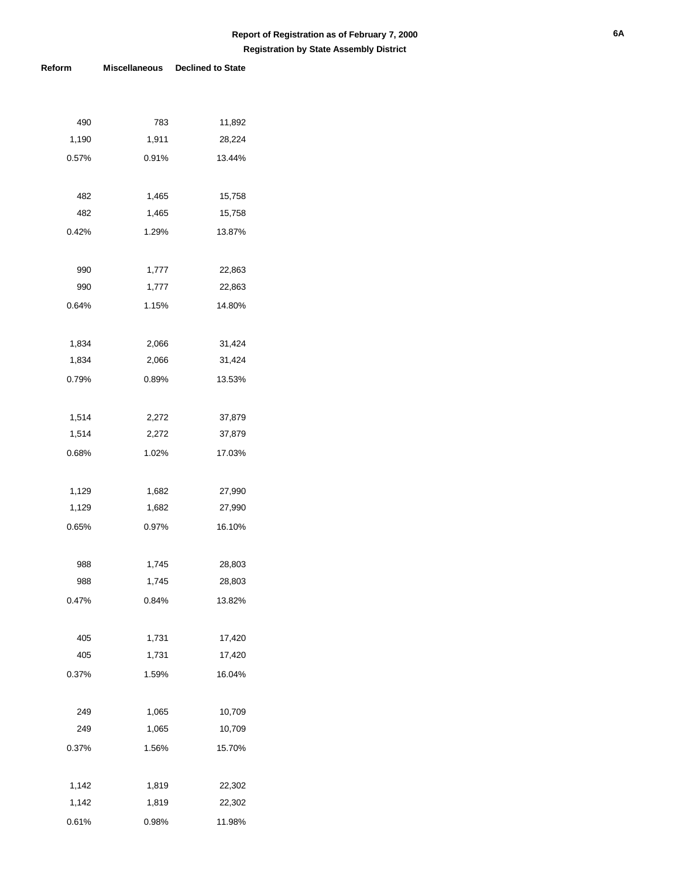## Report of Registration as of February 7, 2000

### Registration by State Assembly District

| Reform | Miscellaneous | Declined to State |
|---|---|---|
| 490 | 783 | 11,892 |
| 1,190 | 1,911 | 28,224 |
| 0.57% | 0.91% | 13.44% |
| 482 | 1,465 | 15,758 |
| 482 | 1,465 | 15,758 |
| 0.42% | 1.29% | 13.87% |
| 990 | 1,777 | 22,863 |
| 990 | 1,777 | 22,863 |
| 0.64% | 1.15% | 14.80% |
| 1,834 | 2,066 | 31,424 |
| 1,834 | 2,066 | 31,424 |
| 0.79% | 0.89% | 13.53% |
| 1,514 | 2,272 | 37,879 |
| 1,514 | 2,272 | 37,879 |
| 0.68% | 1.02% | 17.03% |
| 1,129 | 1,682 | 27,990 |
| 1,129 | 1,682 | 27,990 |
| 0.65% | 0.97% | 16.10% |
| 988 | 1,745 | 28,803 |
| 988 | 1,745 | 28,803 |
| 0.47% | 0.84% | 13.82% |
| 405 | 1,731 | 17,420 |
| 405 | 1,731 | 17,420 |
| 0.37% | 1.59% | 16.04% |
| 249 | 1,065 | 10,709 |
| 249 | 1,065 | 10,709 |
| 0.37% | 1.56% | 15.70% |
| 1,142 | 1,819 | 22,302 |
| 1,142 | 1,819 | 22,302 |
| 0.61% | 0.98% | 11.98% |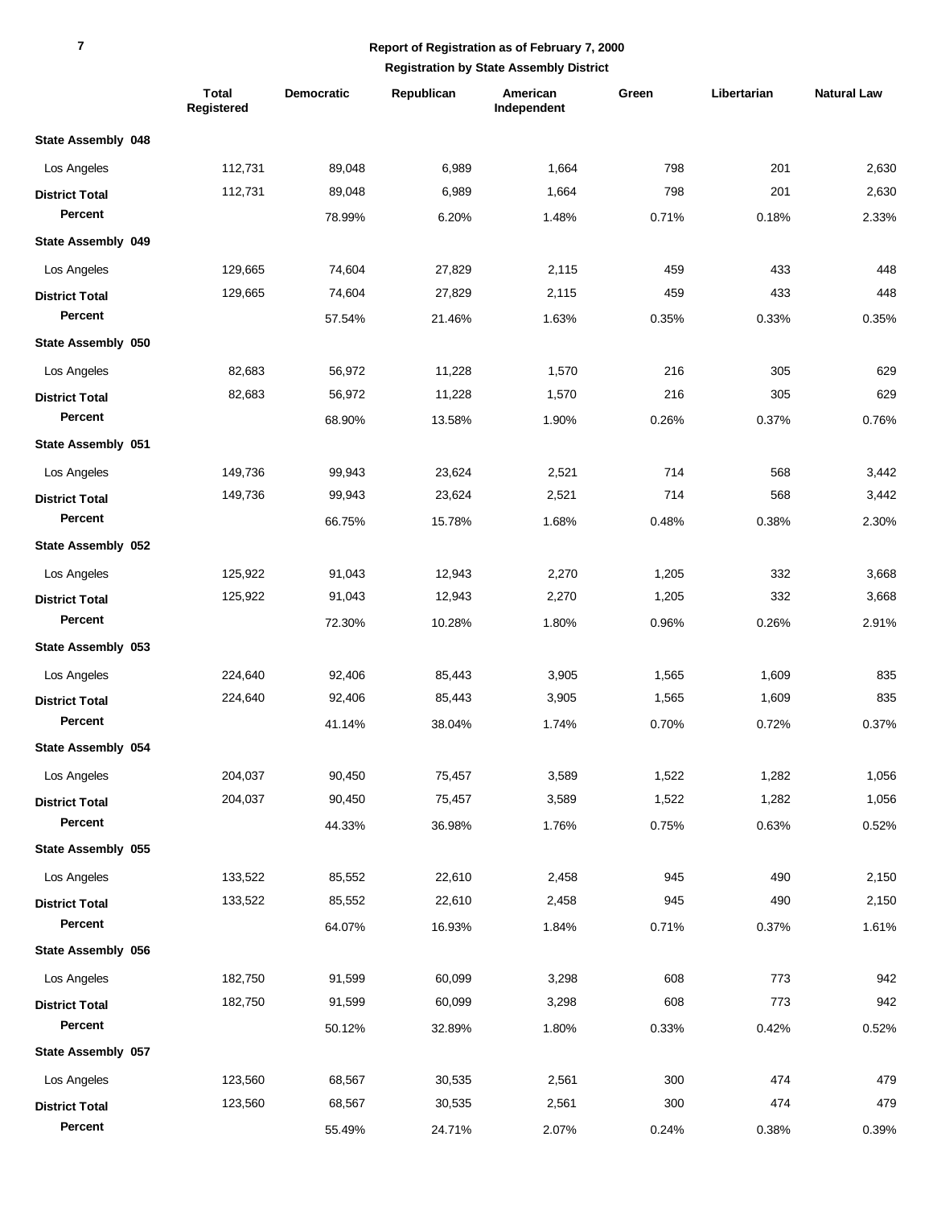**Report of Registration as of February 7, 2000**

**Registration by State Assembly District**

| | Total Registered | Democratic | Republican | American Independent | Green | Libertarian | Natural Law |
|---|---|---|---|---|---|---|---|
| **State Assembly 048** | | | | | | | |
| Los Angeles | 112,731 | 89,048 | 6,989 | 1,664 | 798 | 201 | 2,630 |
| **District Total** | 112,731 | 89,048 | 6,989 | 1,664 | 798 | 201 | 2,630 |
| **Percent** | | 78.99% | 6.20% | 1.48% | 0.71% | 0.18% | 2.33% |
| **State Assembly 049** | | | | | | | |
| Los Angeles | 129,665 | 74,604 | 27,829 | 2,115 | 459 | 433 | 448 |
| **District Total** | 129,665 | 74,604 | 27,829 | 2,115 | 459 | 433 | 448 |
| **Percent** | | 57.54% | 21.46% | 1.63% | 0.35% | 0.33% | 0.35% |
| **State Assembly 050** | | | | | | | |
| Los Angeles | 82,683 | 56,972 | 11,228 | 1,570 | 216 | 305 | 629 |
| **District Total** | 82,683 | 56,972 | 11,228 | 1,570 | 216 | 305 | 629 |
| **Percent** | | 68.90% | 13.58% | 1.90% | 0.26% | 0.37% | 0.76% |
| **State Assembly 051** | | | | | | | |
| Los Angeles | 149,736 | 99,943 | 23,624 | 2,521 | 714 | 568 | 3,442 |
| **District Total** | 149,736 | 99,943 | 23,624 | 2,521 | 714 | 568 | 3,442 |
| **Percent** | | 66.75% | 15.78% | 1.68% | 0.48% | 0.38% | 2.30% |
| **State Assembly 052** | | | | | | | |
| Los Angeles | 125,922 | 91,043 | 12,943 | 2,270 | 1,205 | 332 | 3,668 |
| **District Total** | 125,922 | 91,043 | 12,943 | 2,270 | 1,205 | 332 | 3,668 |
| **Percent** | | 72.30% | 10.28% | 1.80% | 0.96% | 0.26% | 2.91% |
| **State Assembly 053** | | | | | | | |
| Los Angeles | 224,640 | 92,406 | 85,443 | 3,905 | 1,565 | 1,609 | 835 |
| **District Total** | 224,640 | 92,406 | 85,443 | 3,905 | 1,565 | 1,609 | 835 |
| **Percent** | | 41.14% | 38.04% | 1.74% | 0.70% | 0.72% | 0.37% |
| **State Assembly 054** | | | | | | | |
| Los Angeles | 204,037 | 90,450 | 75,457 | 3,589 | 1,522 | 1,282 | 1,056 |
| **District Total** | 204,037 | 90,450 | 75,457 | 3,589 | 1,522 | 1,282 | 1,056 |
| **Percent** | | 44.33% | 36.98% | 1.76% | 0.75% | 0.63% | 0.52% |
| **State Assembly 055** | | | | | | | |
| Los Angeles | 133,522 | 85,552 | 22,610 | 2,458 | 945 | 490 | 2,150 |
| **District Total** | 133,522 | 85,552 | 22,610 | 2,458 | 945 | 490 | 2,150 |
| **Percent** | | 64.07% | 16.93% | 1.84% | 0.71% | 0.37% | 1.61% |
| **State Assembly 056** | | | | | | | |
| Los Angeles | 182,750 | 91,599 | 60,099 | 3,298 | 608 | 773 | 942 |
| **District Total** | 182,750 | 91,599 | 60,099 | 3,298 | 608 | 773 | 942 |
| **Percent** | | 50.12% | 32.89% | 1.80% | 0.33% | 0.42% | 0.52% |
| **State Assembly 057** | | | | | | | |
| Los Angeles | 123,560 | 68,567 | 30,535 | 2,561 | 300 | 474 | 479 |
| **District Total** | 123,560 | 68,567 | 30,535 | 2,561 | 300 | 474 | 479 |
| **Percent** | | 55.49% | 24.71% | 2.07% | 0.24% | 0.38% | 0.39% |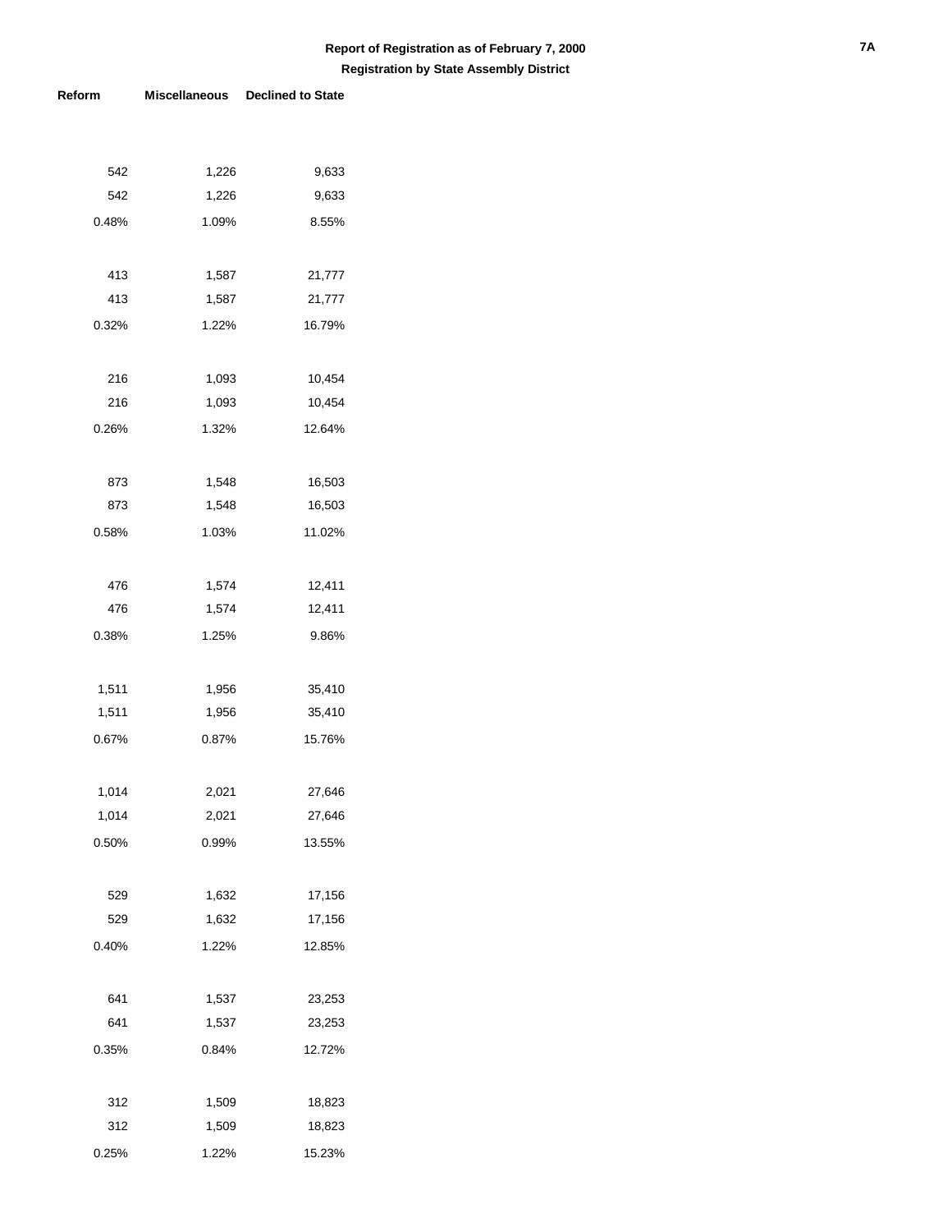## Report of Registration as of February 7, 2000

### Registration by State Assembly District

| Reform | Miscellaneous | Declined to State |
|---|---|---|
| 542 | 1,226 | 9,633 |
| 542 | 1,226 | 9,633 |
| 0.48% | 1.09% | 8.55% |
| 413 | 1,587 | 21,777 |
| 413 | 1,587 | 21,777 |
| 0.32% | 1.22% | 16.79% |
| 216 | 1,093 | 10,454 |
| 216 | 1,093 | 10,454 |
| 0.26% | 1.32% | 12.64% |
| 873 | 1,548 | 16,503 |
| 873 | 1,548 | 16,503 |
| 0.58% | 1.03% | 11.02% |
| 476 | 1,574 | 12,411 |
| 476 | 1,574 | 12,411 |
| 0.38% | 1.25% | 9.86% |
| 1,511 | 1,956 | 35,410 |
| 1,511 | 1,956 | 35,410 |
| 0.67% | 0.87% | 15.76% |
| 1,014 | 2,021 | 27,646 |
| 1,014 | 2,021 | 27,646 |
| 0.50% | 0.99% | 13.55% |
| 529 | 1,632 | 17,156 |
| 529 | 1,632 | 17,156 |
| 0.40% | 1.22% | 12.85% |
| 641 | 1,537 | 23,253 |
| 641 | 1,537 | 23,253 |
| 0.35% | 0.84% | 12.72% |
| 312 | 1,509 | 18,823 |
| 312 | 1,509 | 18,823 |
| 0.25% | 1.22% | 15.23% |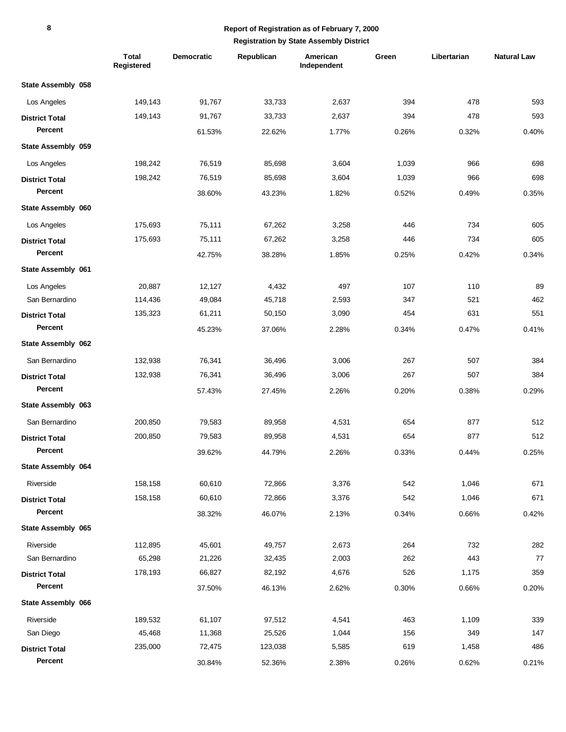**Report of Registration as of February 7, 2000**

**Registration by State Assembly District**

| | Total Registered | Democratic | Republican | American Independent | Green | Libertarian | Natural Law |
|---|---|---|---|---|---|---|---|
| **State Assembly 058** | | | | | | | |
| Los Angeles | 149,143 | 91,767 | 33,733 | 2,637 | 394 | 478 | 593 |
| **District Total** | 149,143 | 91,767 | 33,733 | 2,637 | 394 | 478 | 593 |
| **Percent** | | 61.53% | 22.62% | 1.77% | 0.26% | 0.32% | 0.40% |
| **State Assembly 059** | | | | | | | |
| Los Angeles | 198,242 | 76,519 | 85,698 | 3,604 | 1,039 | 966 | 698 |
| **District Total** | 198,242 | 76,519 | 85,698 | 3,604 | 1,039 | 966 | 698 |
| **Percent** | | 38.60% | 43.23% | 1.82% | 0.52% | 0.49% | 0.35% |
| **State Assembly 060** | | | | | | | |
| Los Angeles | 175,693 | 75,111 | 67,262 | 3,258 | 446 | 734 | 605 |
| **District Total** | 175,693 | 75,111 | 67,262 | 3,258 | 446 | 734 | 605 |
| **Percent** | | 42.75% | 38.28% | 1.85% | 0.25% | 0.42% | 0.34% |
| **State Assembly 061** | | | | | | | |
| Los Angeles | 20,887 | 12,127 | 4,432 | 497 | 107 | 110 | 89 |
| San Bernardino | 114,436 | 49,084 | 45,718 | 2,593 | 347 | 521 | 462 |
| **District Total** | 135,323 | 61,211 | 50,150 | 3,090 | 454 | 631 | 551 |
| **Percent** | | 45.23% | 37.06% | 2.28% | 0.34% | 0.47% | 0.41% |
| **State Assembly 062** | | | | | | | |
| San Bernardino | 132,938 | 76,341 | 36,496 | 3,006 | 267 | 507 | 384 |
| **District Total** | 132,938 | 76,341 | 36,496 | 3,006 | 267 | 507 | 384 |
| **Percent** | | 57.43% | 27.45% | 2.26% | 0.20% | 0.38% | 0.29% |
| **State Assembly 063** | | | | | | | |
| San Bernardino | 200,850 | 79,583 | 89,958 | 4,531 | 654 | 877 | 512 |
| **District Total** | 200,850 | 79,583 | 89,958 | 4,531 | 654 | 877 | 512 |
| **Percent** | | 39.62% | 44.79% | 2.26% | 0.33% | 0.44% | 0.25% |
| **State Assembly 064** | | | | | | | |
| Riverside | 158,158 | 60,610 | 72,866 | 3,376 | 542 | 1,046 | 671 |
| **District Total** | 158,158 | 60,610 | 72,866 | 3,376 | 542 | 1,046 | 671 |
| **Percent** | | 38.32% | 46.07% | 2.13% | 0.34% | 0.66% | 0.42% |
| **State Assembly 065** | | | | | | | |
| Riverside | 112,895 | 45,601 | 49,757 | 2,673 | 264 | 732 | 282 |
| San Bernardino | 65,298 | 21,226 | 32,435 | 2,003 | 262 | 443 | 77 |
| **District Total** | 178,193 | 66,827 | 82,192 | 4,676 | 526 | 1,175 | 359 |
| **Percent** | | 37.50% | 46.13% | 2.62% | 0.30% | 0.66% | 0.20% |
| **State Assembly 066** | | | | | | | |
| Riverside | 189,532 | 61,107 | 97,512 | 4,541 | 463 | 1,109 | 339 |
| San Diego | 45,468 | 11,368 | 25,526 | 1,044 | 156 | 349 | 147 |
| **District Total** | 235,000 | 72,475 | 123,038 | 5,585 | 619 | 1,458 | 486 |
| **Percent** | | 30.84% | 52.36% | 2.38% | 0.26% | 0.62% | 0.21% |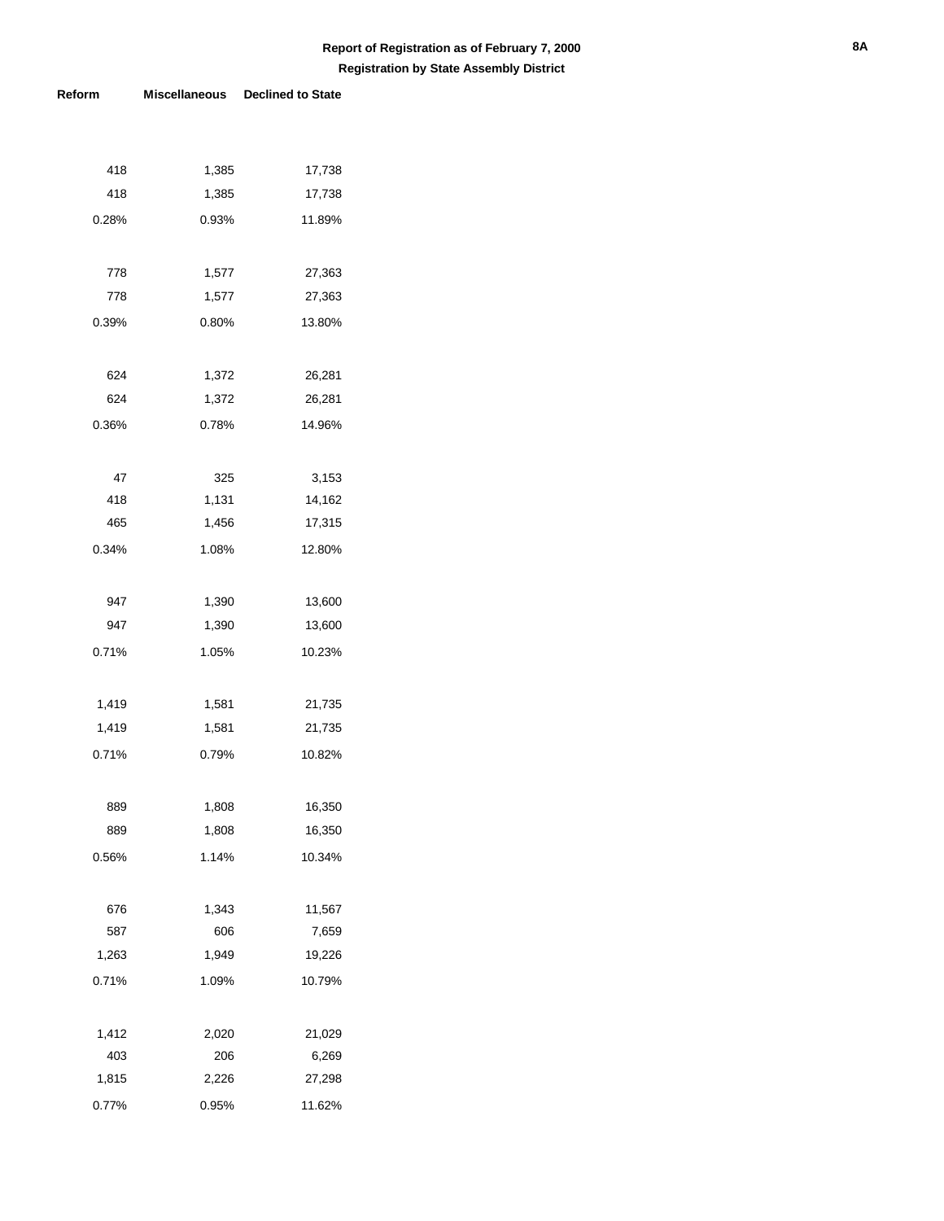**Report of Registration as of February 7, 2000**

**Registration by State Assembly District**

| Reform | Miscellaneous | Declined to State |
|---|---|---|
| 418 | 1,385 | 17,738 |
| 418 | 1,385 | 17,738 |
| 0.28% | 0.93% | 11.89% |
| | | |
| 778 | 1,577 | 27,363 |
| 778 | 1,577 | 27,363 |
| 0.39% | 0.80% | 13.80% |
| | | |
| 624 | 1,372 | 26,281 |
| 624 | 1,372 | 26,281 |
| 0.36% | 0.78% | 14.96% |
| | | |
| 47 | 325 | 3,153 |
| 418 | 1,131 | 14,162 |
| 465 | 1,456 | 17,315 |
| 0.34% | 1.08% | 12.80% |
| | | |
| 947 | 1,390 | 13,600 |
| 947 | 1,390 | 13,600 |
| 0.71% | 1.05% | 10.23% |
| | | |
| 1,419 | 1,581 | 21,735 |
| 1,419 | 1,581 | 21,735 |
| 0.71% | 0.79% | 10.82% |
| | | |
| 889 | 1,808 | 16,350 |
| 889 | 1,808 | 16,350 |
| 0.56% | 1.14% | 10.34% |
| | | |
| 676 | 1,343 | 11,567 |
| 587 | 606 | 7,659 |
| 1,263 | 1,949 | 19,226 |
| 0.71% | 1.09% | 10.79% |
| | | |
| 1,412 | 2,020 | 21,029 |
| 403 | 206 | 6,269 |
| 1,815 | 2,226 | 27,298 |
| 0.77% | 0.95% | 11.62% |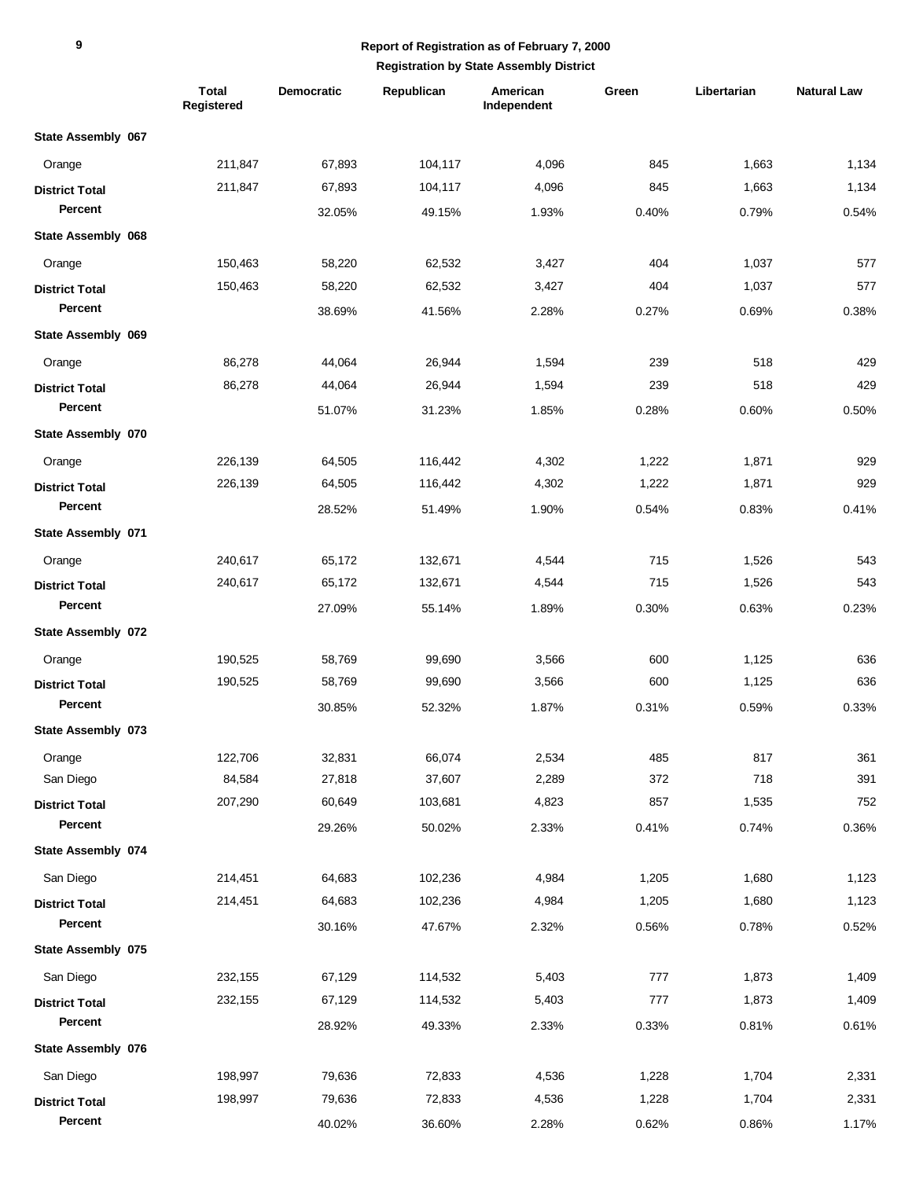**Report of Registration as of February 7, 2000**

**Registration by State Assembly District**

| | Total Registered | Democratic | Republican | American Independent | Green | Libertarian | Natural Law |
|---|---|---|---|---|---|---|---|
| **State Assembly 067** | | | | | | | |
| Orange | 211,847 | 67,893 | 104,117 | 4,096 | 845 | 1,663 | 1,134 |
| **District Total** | 211,847 | 67,893 | 104,117 | 4,096 | 845 | 1,663 | 1,134 |
| **Percent** | | 32.05% | 49.15% | 1.93% | 0.40% | 0.79% | 0.54% |
| **State Assembly 068** | | | | | | | |
| Orange | 150,463 | 58,220 | 62,532 | 3,427 | 404 | 1,037 | 577 |
| **District Total** | 150,463 | 58,220 | 62,532 | 3,427 | 404 | 1,037 | 577 |
| **Percent** | | 38.69% | 41.56% | 2.28% | 0.27% | 0.69% | 0.38% |
| **State Assembly 069** | | | | | | | |
| Orange | 86,278 | 44,064 | 26,944 | 1,594 | 239 | 518 | 429 |
| **District Total** | 86,278 | 44,064 | 26,944 | 1,594 | 239 | 518 | 429 |
| **Percent** | | 51.07% | 31.23% | 1.85% | 0.28% | 0.60% | 0.50% |
| **State Assembly 070** | | | | | | | |
| Orange | 226,139 | 64,505 | 116,442 | 4,302 | 1,222 | 1,871 | 929 |
| **District Total** | 226,139 | 64,505 | 116,442 | 4,302 | 1,222 | 1,871 | 929 |
| **Percent** | | 28.52% | 51.49% | 1.90% | 0.54% | 0.83% | 0.41% |
| **State Assembly 071** | | | | | | | |
| Orange | 240,617 | 65,172 | 132,671 | 4,544 | 715 | 1,526 | 543 |
| **District Total** | 240,617 | 65,172 | 132,671 | 4,544 | 715 | 1,526 | 543 |
| **Percent** | | 27.09% | 55.14% | 1.89% | 0.30% | 0.63% | 0.23% |
| **State Assembly 072** | | | | | | | |
| Orange | 190,525 | 58,769 | 99,690 | 3,566 | 600 | 1,125 | 636 |
| **District Total** | 190,525 | 58,769 | 99,690 | 3,566 | 600 | 1,125 | 636 |
| **Percent** | | 30.85% | 52.32% | 1.87% | 0.31% | 0.59% | 0.33% |
| **State Assembly 073** | | | | | | | |
| Orange | 122,706 | 32,831 | 66,074 | 2,534 | 485 | 817 | 361 |
| San Diego | 84,584 | 27,818 | 37,607 | 2,289 | 372 | 718 | 391 |
| **District Total** | 207,290 | 60,649 | 103,681 | 4,823 | 857 | 1,535 | 752 |
| **Percent** | | 29.26% | 50.02% | 2.33% | 0.41% | 0.74% | 0.36% |
| **State Assembly 074** | | | | | | | |
| San Diego | 214,451 | 64,683 | 102,236 | 4,984 | 1,205 | 1,680 | 1,123 |
| **District Total** | 214,451 | 64,683 | 102,236 | 4,984 | 1,205 | 1,680 | 1,123 |
| **Percent** | | 30.16% | 47.67% | 2.32% | 0.56% | 0.78% | 0.52% |
| **State Assembly 075** | | | | | | | |
| San Diego | 232,155 | 67,129 | 114,532 | 5,403 | 777 | 1,873 | 1,409 |
| **District Total** | 232,155 | 67,129 | 114,532 | 5,403 | 777 | 1,873 | 1,409 |
| **Percent** | | 28.92% | 49.33% | 2.33% | 0.33% | 0.81% | 0.61% |
| **State Assembly 076** | | | | | | | |
| San Diego | 198,997 | 79,636 | 72,833 | 4,536 | 1,228 | 1,704 | 2,331 |
| **District Total** | 198,997 | 79,636 | 72,833 | 4,536 | 1,228 | 1,704 | 2,331 |
| **Percent** | | 40.02% | 36.60% | 2.28% | 0.62% | 0.86% | 1.17% |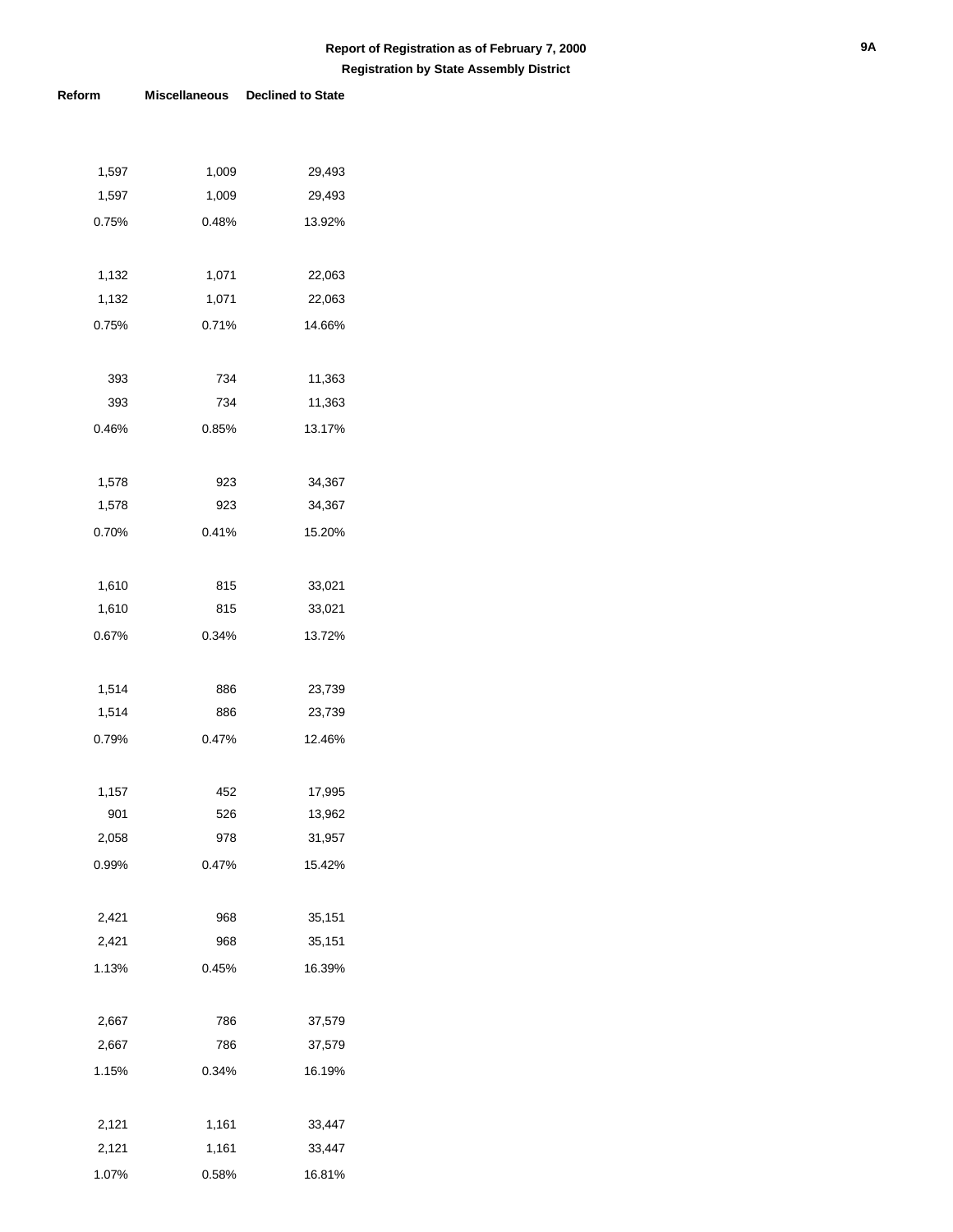**Report of Registration as of February 7, 2000**

**Registration by State Assembly District**

| Reform | Miscellaneous | Declined to State |
|---|---|---|
| 1,597 | 1,009 | 29,493 |
| 1,597 | 1,009 | 29,493 |
| 0.75% | 0.48% | 13.92% |
| | | |
| 1,132 | 1,071 | 22,063 |
| 1,132 | 1,071 | 22,063 |
| 0.75% | 0.71% | 14.66% |
| | | |
| 393 | 734 | 11,363 |
| 393 | 734 | 11,363 |
| 0.46% | 0.85% | 13.17% |
| | | |
| 1,578 | 923 | 34,367 |
| 1,578 | 923 | 34,367 |
| 0.70% | 0.41% | 15.20% |
| | | |
| 1,610 | 815 | 33,021 |
| 1,610 | 815 | 33,021 |
| 0.67% | 0.34% | 13.72% |
| | | |
| 1,514 | 886 | 23,739 |
| 1,514 | 886 | 23,739 |
| 0.79% | 0.47% | 12.46% |
| | | |
| 1,157 | 452 | 17,995 |
| 901 | 526 | 13,962 |
| 2,058 | 978 | 31,957 |
| 0.99% | 0.47% | 15.42% |
| | | |
| 2,421 | 968 | 35,151 |
| 2,421 | 968 | 35,151 |
| 1.13% | 0.45% | 16.39% |
| | | |
| 2,667 | 786 | 37,579 |
| 2,667 | 786 | 37,579 |
| 1.15% | 0.34% | 16.19% |
| | | |
| 2,121 | 1,161 | 33,447 |
| 2,121 | 1,161 | 33,447 |
| 1.07% | 0.58% | 16.81% |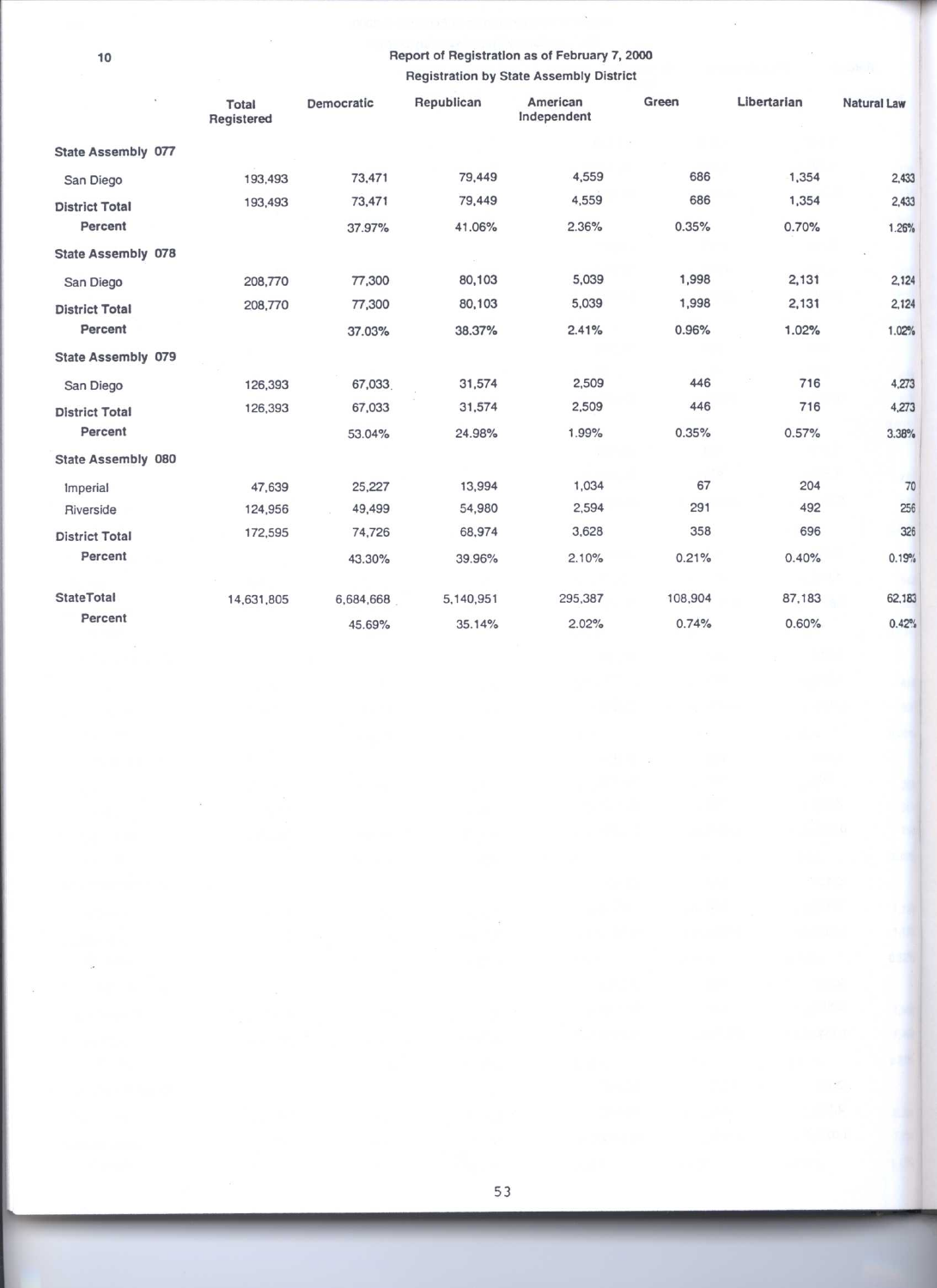## Report of Registration as of February 7, 2000

### Registration by State Assembly District

| | Total Registered | Democratic | Republican | American Independent | Green | Libertarian | Natural Law |
|---|---|---|---|---|---|---|---|
| **State Assembly 077** | | | | | | | |
| San Diego | 193,493 | 73,471 | 79,449 | 4,559 | 686 | 1,354 | 2,433 |
| **District Total** | 193,493 | 73,471 | 79,449 | 4,559 | 686 | 1,354 | 2,433 |
| **Percent** | | 37.97% | 41.06% | 2.36% | 0.35% | 0.70% | 1.26% |
| **State Assembly 078** | | | | | | | |
| San Diego | 208,770 | 77,300 | 80,103 | 5,039 | 1,998 | 2,131 | 2,124 |
| **District Total** | 208,770 | 77,300 | 80,103 | 5,039 | 1,998 | 2,131 | 2,124 |
| **Percent** | | 37.03% | 38.37% | 2.41% | 0.96% | 1.02% | 1.02% |
| **State Assembly 079** | | | | | | | |
| San Diego | 126,393 | 67,033 | 31,574 | 2,509 | 446 | 716 | 4,273 |
| **District Total** | 126,393 | 67,033 | 31,574 | 2,509 | 446 | 716 | 4,273 |
| **Percent** | | 53.04% | 24.98% | 1.99% | 0.35% | 0.57% | 3.38% |
| **State Assembly 080** | | | | | | | |
| Imperial | 47,639 | 25,227 | 13,994 | 1,034 | 67 | 204 | 70 |
| Riverside | 124,956 | 49,499 | 54,980 | 2,594 | 291 | 492 | 256 |
| **District Total** | 172,595 | 74,726 | 68,974 | 3,628 | 358 | 696 | 326 |
| **Percent** | | 43.30% | 39.96% | 2.10% | 0.21% | 0.40% | 0.19% |
| **StateTotal** | 14,631,805 | 6,684,668 | 5,140,951 | 295,387 | 108,904 | 87,183 | 62,183 |
| **Percent** | | 45.69% | 35.14% | 2.02% | 0.74% | 0.60% | 0.42% |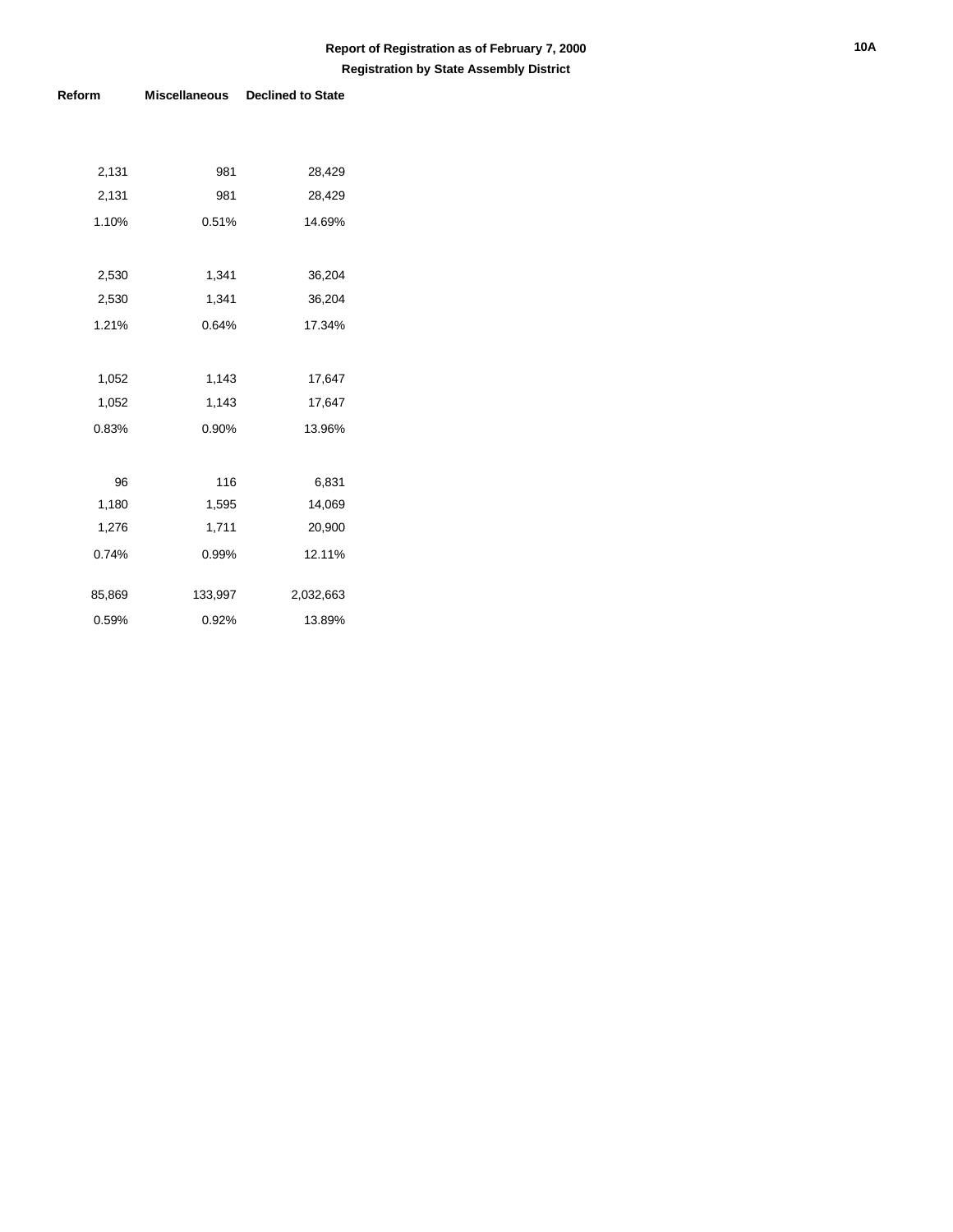**Report of Registration as of February 7, 2000**

**Registration by State Assembly District**

| Reform | Miscellaneous | Declined to State |
|---|---|---|
| 2,131 | 981 | 28,429 |
| 2,131 | 981 | 28,429 |
| 1.10% | 0.51% | 14.69% |
| | | |
| 2,530 | 1,341 | 36,204 |
| 2,530 | 1,341 | 36,204 |
| 1.21% | 0.64% | 17.34% |
| | | |
| 1,052 | 1,143 | 17,647 |
| 1,052 | 1,143 | 17,647 |
| 0.83% | 0.90% | 13.96% |
| | | |
| 96 | 116 | 6,831 |
| 1,180 | 1,595 | 14,069 |
| 1,276 | 1,711 | 20,900 |
| 0.74% | 0.99% | 12.11% |
| | | |
| 85,869 | 133,997 | 2,032,663 |
| 0.59% | 0.92% | 13.89% |